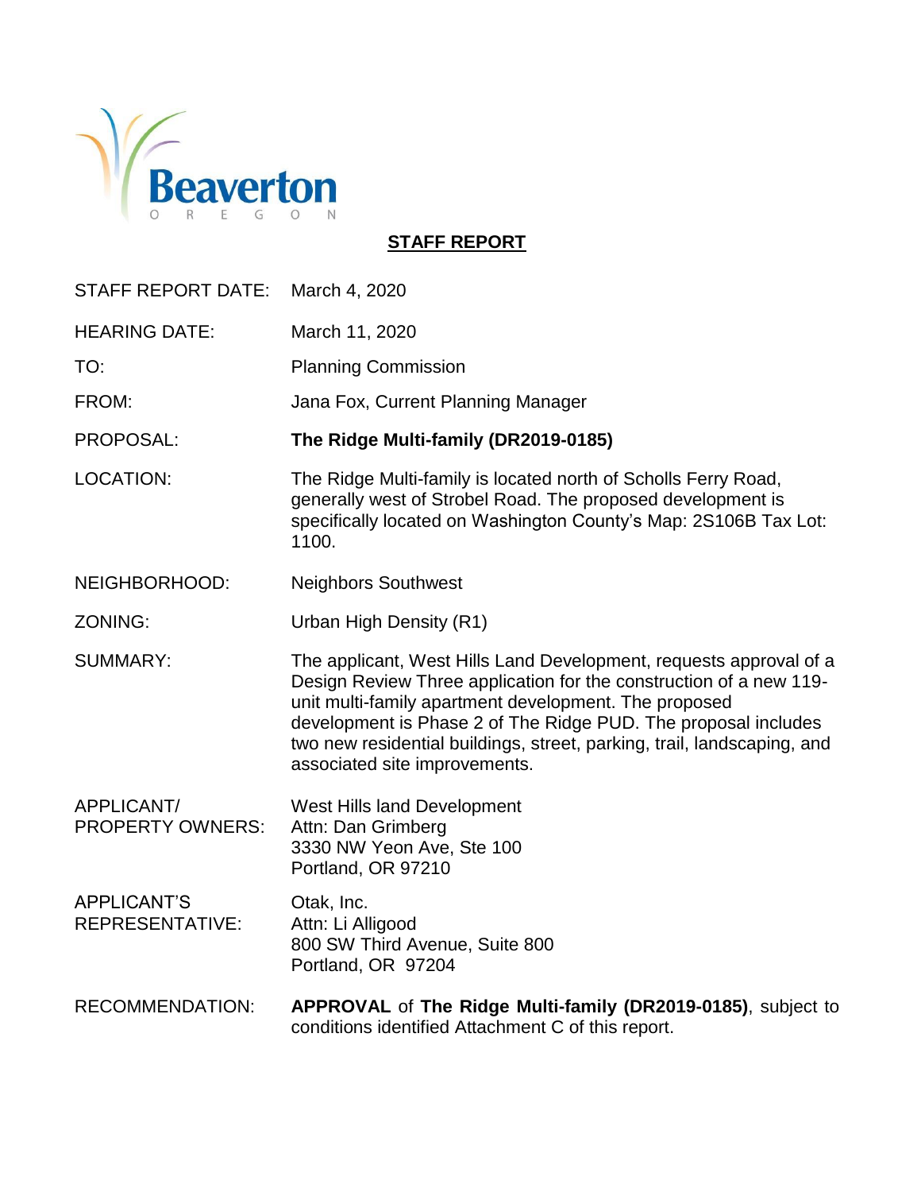Beaverton
O R E G O N

## STAFF REPORT

| | |
|---|---|
| STAFF REPORT DATE: | March 4, 2020 |
| HEARING DATE: | March 11, 2020 |
| TO: | Planning Commission |
| FROM: | Jana Fox, Current Planning Manager |
| PROPOSAL: | **The Ridge Multi-family (DR2019-0185)** |
| LOCATION: | The Ridge Multi-family is located north of Scholls Ferry Road, generally west of Strobel Road. The proposed development is specifically located on Washington County's Map: 2S106B Tax Lot: 1100. |
| NEIGHBORHOOD: | Neighbors Southwest |
| ZONING: | Urban High Density (R1) |
| SUMMARY: | The applicant, West Hills Land Development, requests approval of a Design Review Three application for the construction of a new 119-unit multi-family apartment development. The proposed development is Phase 2 of The Ridge PUD. The proposal includes two new residential buildings, street, parking, trail, landscaping, and associated site improvements. |
| APPLICANT/ PROPERTY OWNERS: | West Hills land Development<br>Attn: Dan Grimberg<br>3330 NW Yeon Ave, Ste 100<br>Portland, OR 97210 |
| APPLICANT'S REPRESENTATIVE: | Otak, Inc.<br>Attn: Li Alligood<br>800 SW Third Avenue, Suite 800<br>Portland, OR 97204 |
| RECOMMENDATION: | **APPROVAL** of **The Ridge Multi-family (DR2019-0185)**, subject to conditions identified Attachment C of this report. |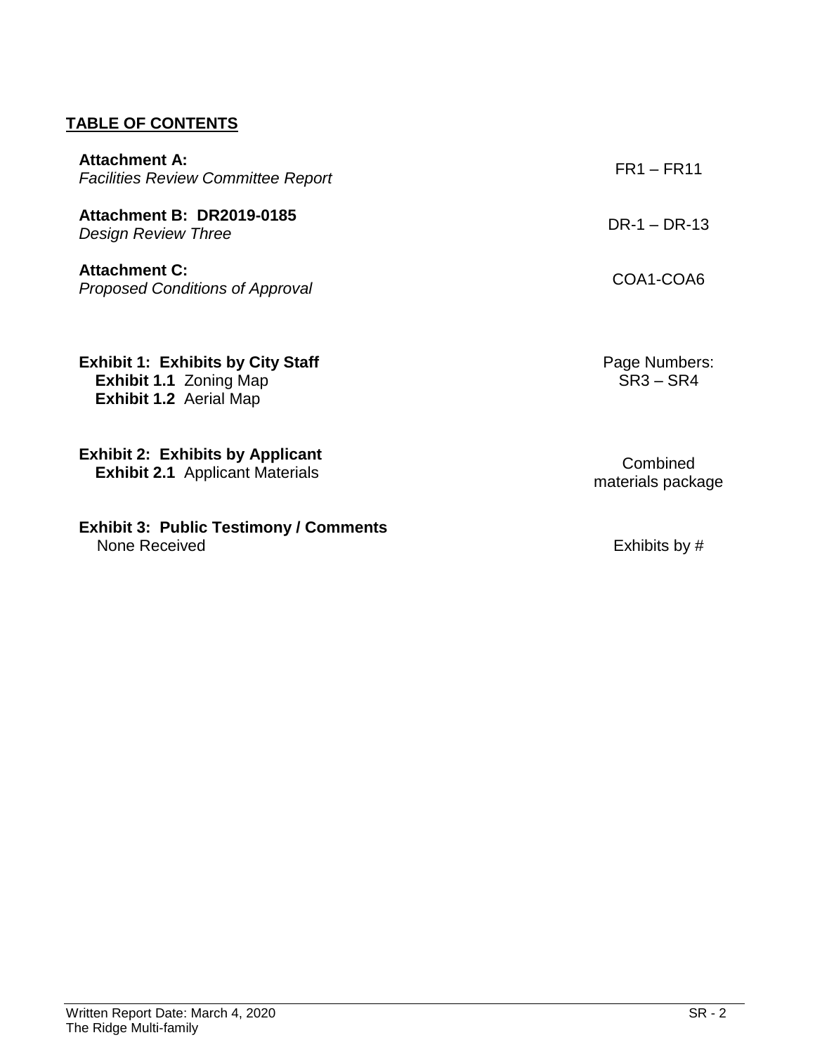## TABLE OF CONTENTS

| | |
|---|---|
| **Attachment A:**<br>*Facilities Review Committee Report* | FR1 – FR11 |
| **Attachment B: DR2019-0185**<br>*Design Review Three* | DR-1 – DR-13 |
| **Attachment C:**<br>*Proposed Conditions of Approval* | COA1-COA6 |
| **Exhibit 1: Exhibits by City Staff**<br>**Exhibit 1.1** Zoning Map<br>**Exhibit 1.2** Aerial Map | Page Numbers:<br>SR3 – SR4 |
| **Exhibit 2: Exhibits by Applicant**<br>**Exhibit 2.1** Applicant Materials | Combined materials package |
| **Exhibit 3: Public Testimony / Comments**<br>None Received | Exhibits by # |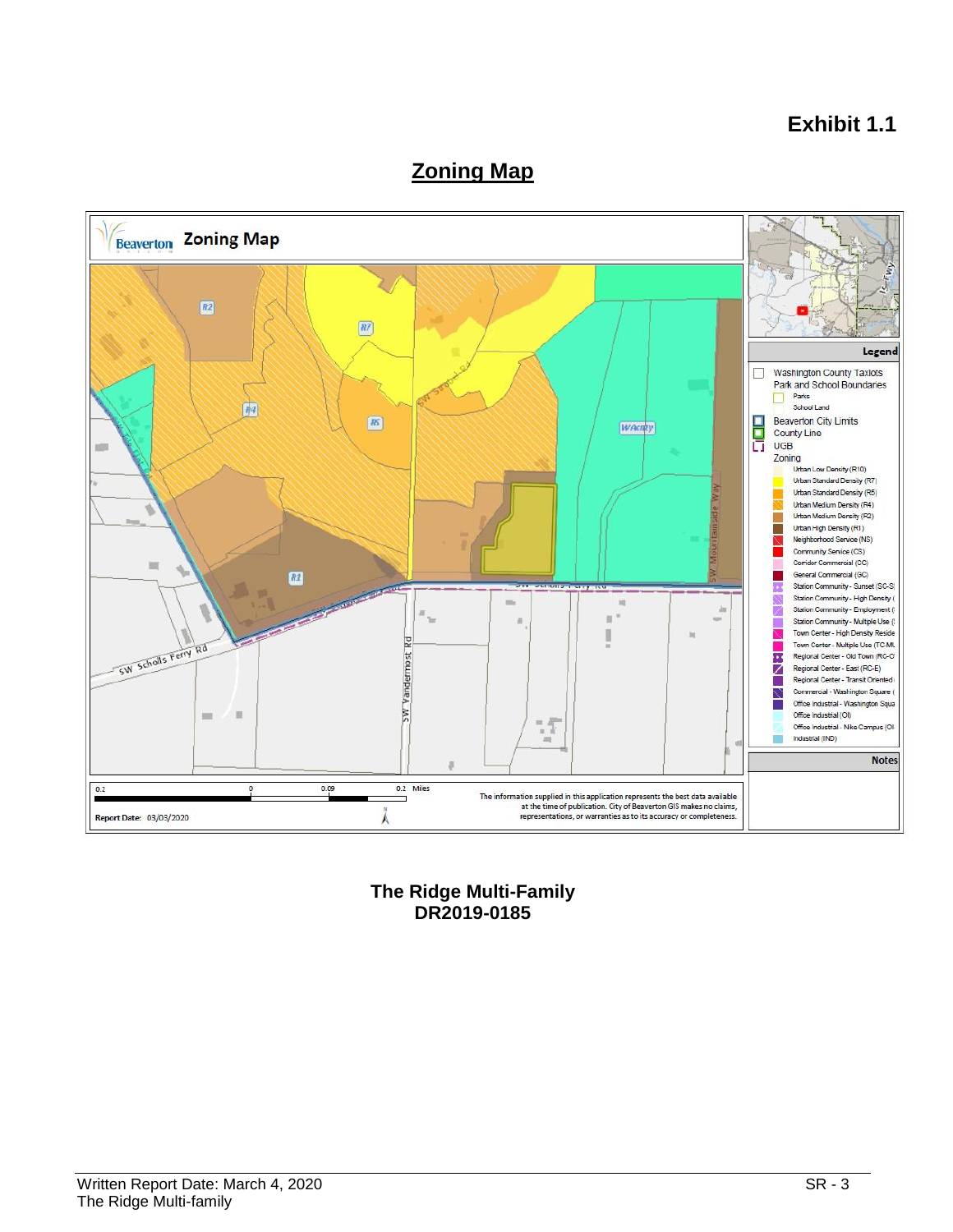# Exhibit 1.1

## Zoning Map

Beaverton **Zoning Map**

R2

R7

R4

R5

WAcnty

R1

SW Scholls Ferry Rd

SW Vandermost Rd

SW Mountainside Way

**Legend**

- Washington County Taxlots
- Park and School Boundaries
  - Parks
  - School Land
- Beaverton City Limits
- County Line
- UGB
- Zoning
  - Urban Low Density (R10)
  - Urban Standard Density (R7)
  - Urban Standard Density (R5)
  - Urban Medium Density (R4)
  - Urban Medium Density (R2)
  - Urban High Density (R1)
  - Neighborhood Service (NS)
  - Community Service (CS)
  - Corridor Commercial (CC)
  - General Commercial (GC)
  - Station Community - Sunset (SC-S)
  - Station Community - High Density (
  - Station Community - Employment (
  - Station Community - Multiple Use (
  - Town Center - High Density Reside
  - Town Center - Multiple Use (TC-MU
  - Regional Center - Old Town (RC-O
  - Regional Center - East (RC-E)
  - Regional Center - Transit Oriented
  - Commercial - Washington Square (
  - Office Industrial - Washington Squa
  - Office Industrial (OI)
  - Office Industrial - Nike Campus (OI
  - Industrial (IND)

**Notes**

0.2 0 0.09 0.2 Miles

Report Date: 03/03/2020

The information supplied in this application represents the best data available at the time of publication. City of Beaverton GIS makes no claims, representations, or warranties as to its accuracy or completeness.

**The Ridge Multi-Family**
**DR2019-0185**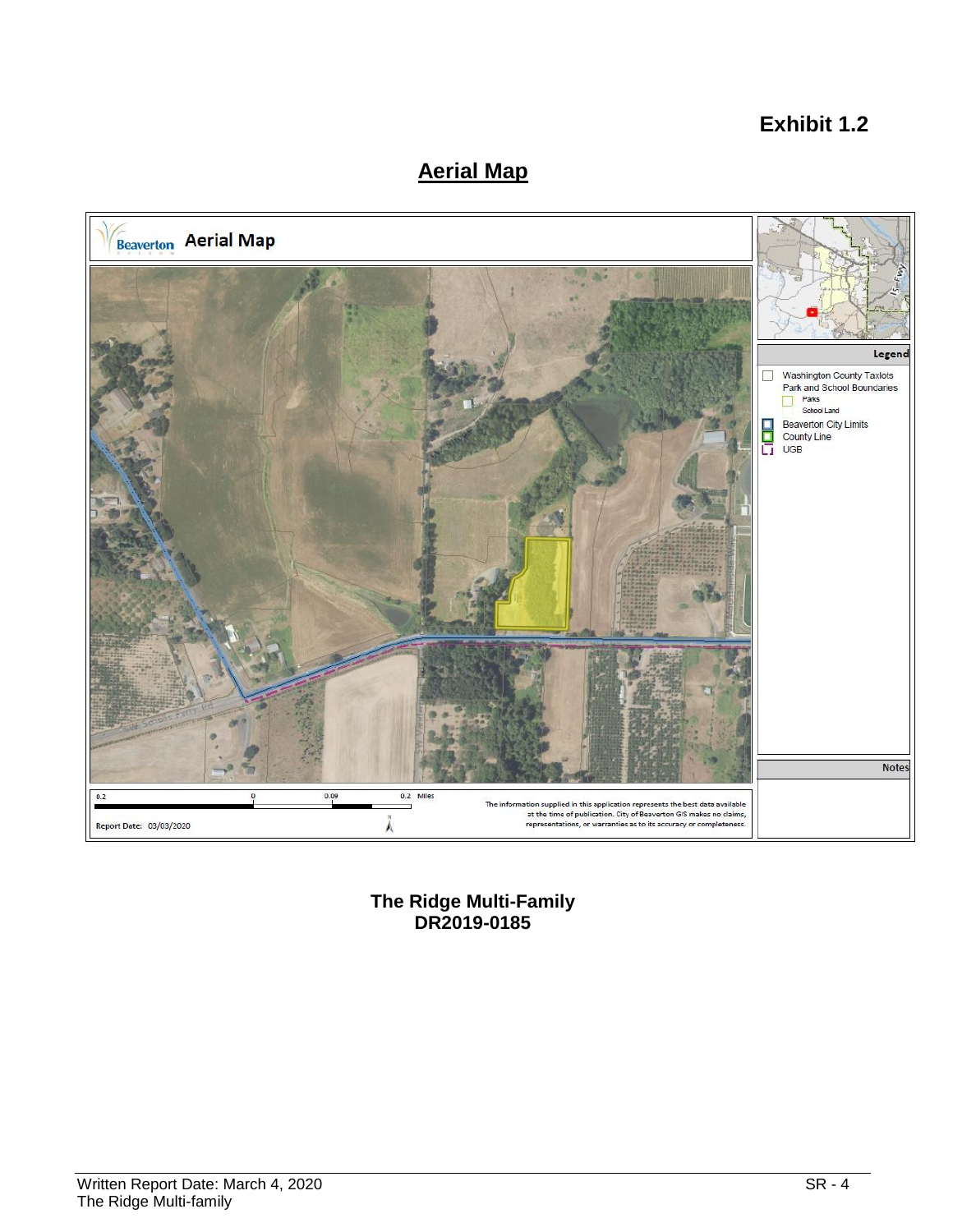**Exhibit 1.2**

## Aerial Map

Beaverton **Aerial Map**

Legend

- Washington County Taxlots
- Park and School Boundaries
  - Parks
  - School Land
- Beaverton City Limits
- County Line
- UGB

Notes

0.2 0 0.09 0.2 Miles

The information supplied in this application represents the best data available at the time of publication. City of Beaverton GIS makes no claims, representations, or warranties as to its accuracy or completeness.

Report Date: 03/03/2020

**The Ridge Multi-Family**
**DR2019-0185**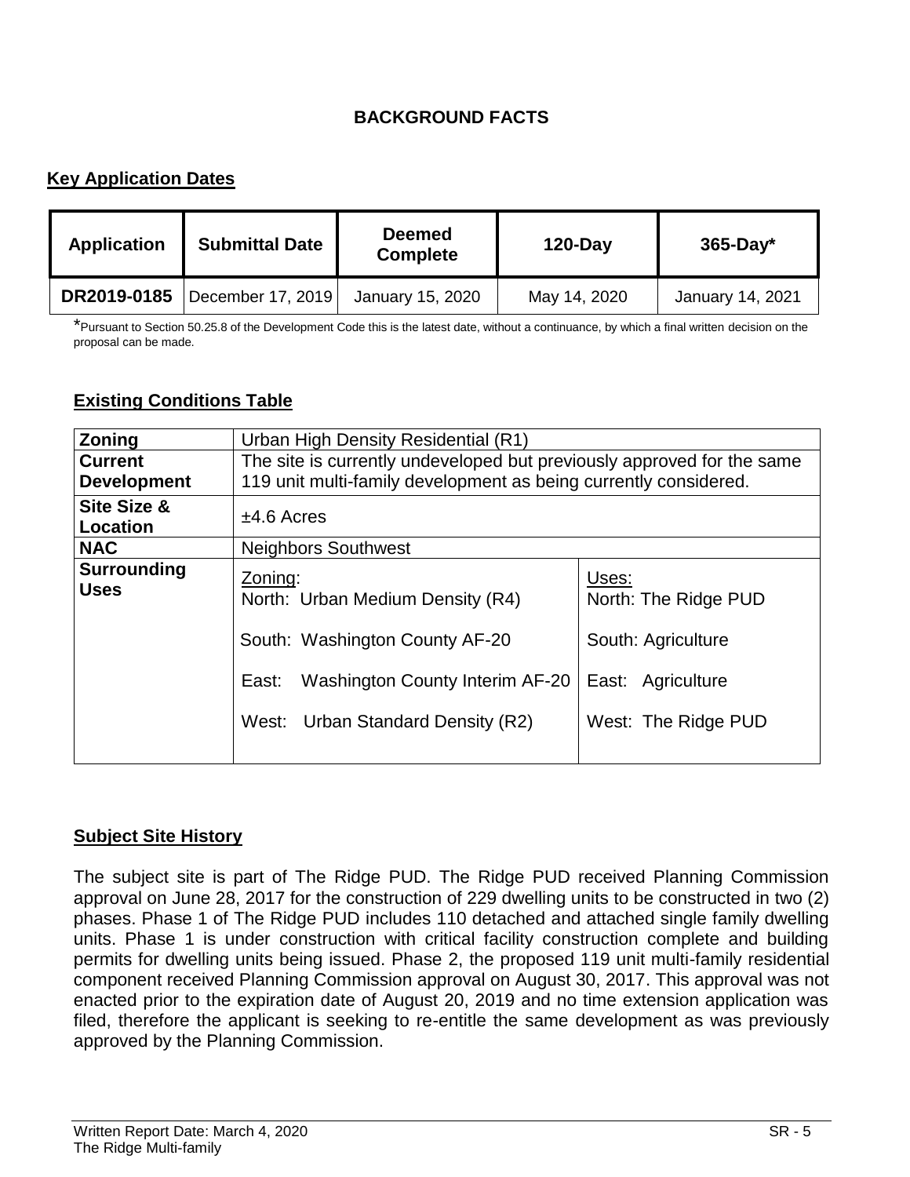## BACKGROUND FACTS

### Key Application Dates

| Application | Submittal Date | Deemed Complete | 120-Day | 365-Day* |
|---|---|---|---|---|
| **DR2019-0185** | December 17, 2019 | January 15, 2020 | May 14, 2020 | January 14, 2021 |

*Pursuant to Section 50.25.8 of the Development Code this is the latest date, without a continuance, by which a final written decision on the proposal can be made.

### Existing Conditions Table

| | | |
|---|---|---|
| **Zoning** | Urban High Density Residential (R1) | |
| **Current Development** | The site is currently undeveloped but previously approved for the same 119 unit multi-family development as being currently considered. | |
| **Site Size & Location** | ±4.6 Acres | |
| **NAC** | Neighbors Southwest | |
| **Surrounding Uses** | Zoning:<br>North: Urban Medium Density (R4)<br>South: Washington County AF-20<br>East: Washington County Interim AF-20<br>West: Urban Standard Density (R2) | Uses:<br>North: The Ridge PUD<br>South: Agriculture<br>East: Agriculture<br>West: The Ridge PUD |

### Subject Site History

The subject site is part of The Ridge PUD. The Ridge PUD received Planning Commission approval on June 28, 2017 for the construction of 229 dwelling units to be constructed in two (2) phases. Phase 1 of The Ridge PUD includes 110 detached and attached single family dwelling units. Phase 1 is under construction with critical facility construction complete and building permits for dwelling units being issued. Phase 2, the proposed 119 unit multi-family residential component received Planning Commission approval on August 30, 2017. This approval was not enacted prior to the expiration date of August 20, 2019 and no time extension application was filed, therefore the applicant is seeking to re-entitle the same development as was previously approved by the Planning Commission.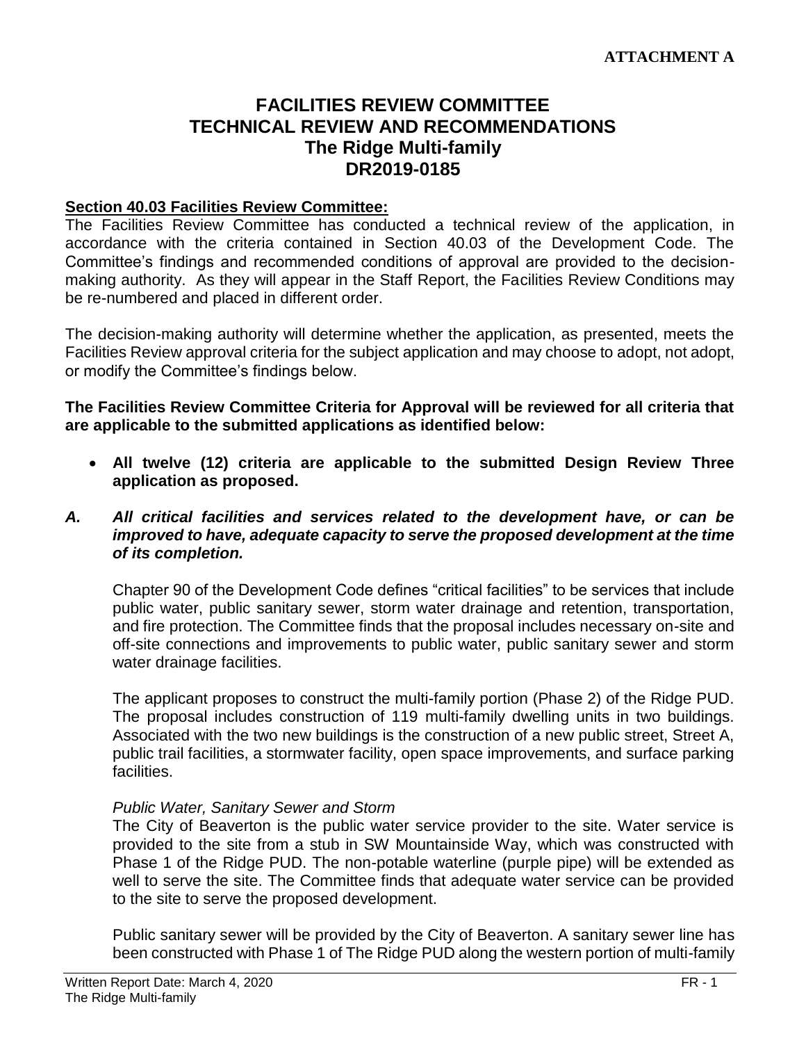**ATTACHMENT A**

# FACILITIES REVIEW COMMITTEE
# TECHNICAL REVIEW AND RECOMMENDATIONS
# The Ridge Multi-family
# DR2019-0185

**Section 40.03 Facilities Review Committee:**

The Facilities Review Committee has conducted a technical review of the application, in accordance with the criteria contained in Section 40.03 of the Development Code. The Committee's findings and recommended conditions of approval are provided to the decision-making authority. As they will appear in the Staff Report, the Facilities Review Conditions may be re-numbered and placed in different order.

The decision-making authority will determine whether the application, as presented, meets the Facilities Review approval criteria for the subject application and may choose to adopt, not adopt, or modify the Committee's findings below.

**The Facilities Review Committee Criteria for Approval will be reviewed for all criteria that are applicable to the submitted applications as identified below:**

- **All twelve (12) criteria are applicable to the submitted Design Review Three application as proposed.**

***A. All critical facilities and services related to the development have, or can be improved to have, adequate capacity to serve the proposed development at the time of its completion.***

Chapter 90 of the Development Code defines "critical facilities" to be services that include public water, public sanitary sewer, storm water drainage and retention, transportation, and fire protection. The Committee finds that the proposal includes necessary on-site and off-site connections and improvements to public water, public sanitary sewer and storm water drainage facilities.

The applicant proposes to construct the multi-family portion (Phase 2) of the Ridge PUD. The proposal includes construction of 119 multi-family dwelling units in two buildings. Associated with the two new buildings is the construction of a new public street, Street A, public trail facilities, a stormwater facility, open space improvements, and surface parking facilities.

*Public Water, Sanitary Sewer and Storm*

The City of Beaverton is the public water service provider to the site. Water service is provided to the site from a stub in SW Mountainside Way, which was constructed with Phase 1 of the Ridge PUD. The non-potable waterline (purple pipe) will be extended as well to serve the site. The Committee finds that adequate water service can be provided to the site to serve the proposed development.

Public sanitary sewer will be provided by the City of Beaverton. A sanitary sewer line has been constructed with Phase 1 of The Ridge PUD along the western portion of multi-family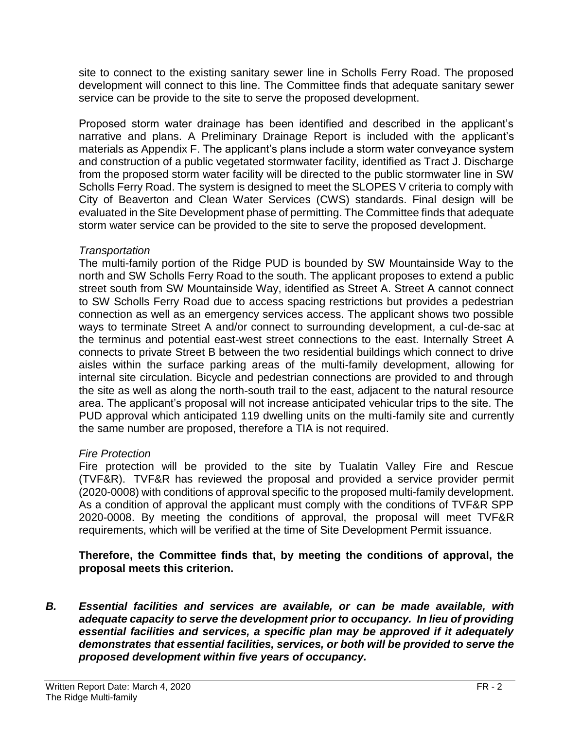site to connect to the existing sanitary sewer line in Scholls Ferry Road. The proposed development will connect to this line. The Committee finds that adequate sanitary sewer service can be provide to the site to serve the proposed development.

Proposed storm water drainage has been identified and described in the applicant's narrative and plans. A Preliminary Drainage Report is included with the applicant's materials as Appendix F. The applicant's plans include a storm water conveyance system and construction of a public vegetated stormwater facility, identified as Tract J. Discharge from the proposed storm water facility will be directed to the public stormwater line in SW Scholls Ferry Road. The system is designed to meet the SLOPES V criteria to comply with City of Beaverton and Clean Water Services (CWS) standards. Final design will be evaluated in the Site Development phase of permitting. The Committee finds that adequate storm water service can be provided to the site to serve the proposed development.

*Transportation*

The multi-family portion of the Ridge PUD is bounded by SW Mountainside Way to the north and SW Scholls Ferry Road to the south. The applicant proposes to extend a public street south from SW Mountainside Way, identified as Street A. Street A cannot connect to SW Scholls Ferry Road due to access spacing restrictions but provides a pedestrian connection as well as an emergency services access. The applicant shows two possible ways to terminate Street A and/or connect to surrounding development, a cul-de-sac at the terminus and potential east-west street connections to the east. Internally Street A connects to private Street B between the two residential buildings which connect to drive aisles within the surface parking areas of the multi-family development, allowing for internal site circulation. Bicycle and pedestrian connections are provided to and through the site as well as along the north-south trail to the east, adjacent to the natural resource area. The applicant's proposal will not increase anticipated vehicular trips to the site. The PUD approval which anticipated 119 dwelling units on the multi-family site and currently the same number are proposed, therefore a TIA is not required.

*Fire Protection*

Fire protection will be provided to the site by Tualatin Valley Fire and Rescue (TVF&R). TVF&R has reviewed the proposal and provided a service provider permit (2020-0008) with conditions of approval specific to the proposed multi-family development. As a condition of approval the applicant must comply with the conditions of TVF&R SPP 2020-0008. By meeting the conditions of approval, the proposal will meet TVF&R requirements, which will be verified at the time of Site Development Permit issuance.

**Therefore, the Committee finds that, by meeting the conditions of approval, the proposal meets this criterion.**

***B. Essential facilities and services are available, or can be made available, with adequate capacity to serve the development prior to occupancy. In lieu of providing essential facilities and services, a specific plan may be approved if it adequately demonstrates that essential facilities, services, or both will be provided to serve the proposed development within five years of occupancy.***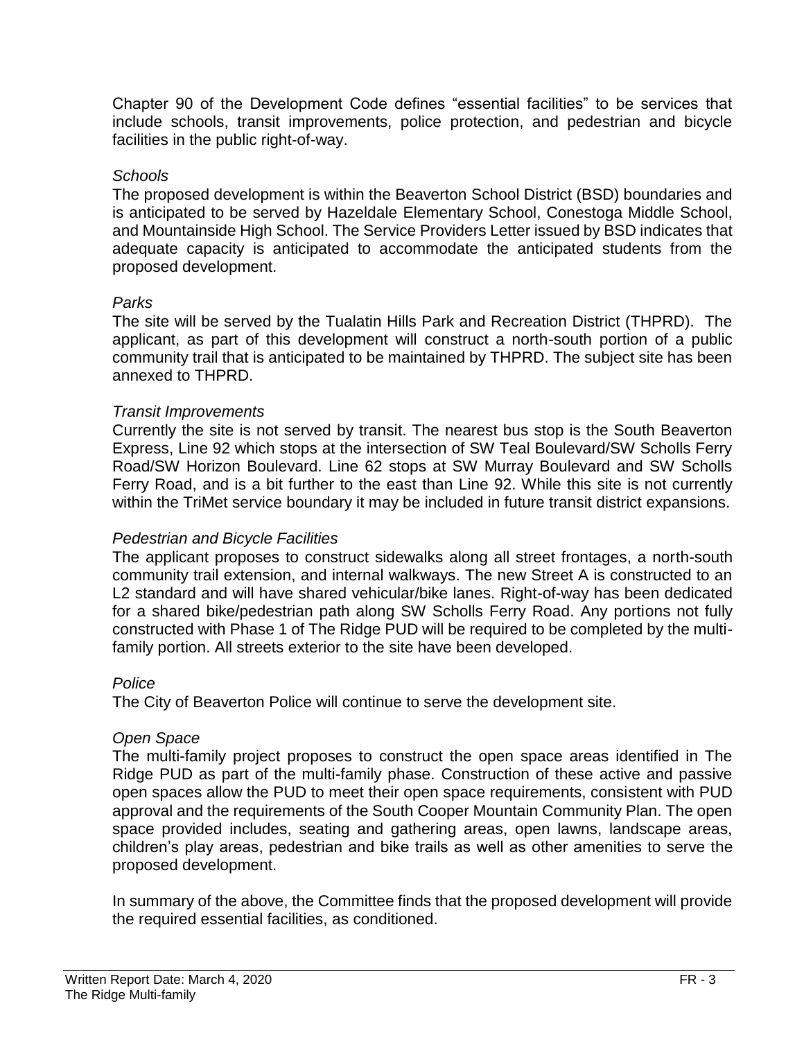Chapter 90 of the Development Code defines "essential facilities" to be services that include schools, transit improvements, police protection, and pedestrian and bicycle facilities in the public right-of-way.

*Schools*

The proposed development is within the Beaverton School District (BSD) boundaries and is anticipated to be served by Hazeldale Elementary School, Conestoga Middle School, and Mountainside High School. The Service Providers Letter issued by BSD indicates that adequate capacity is anticipated to accommodate the anticipated students from the proposed development.

*Parks*

The site will be served by the Tualatin Hills Park and Recreation District (THPRD). The applicant, as part of this development will construct a north-south portion of a public community trail that is anticipated to be maintained by THPRD. The subject site has been annexed to THPRD.

*Transit Improvements*

Currently the site is not served by transit. The nearest bus stop is the South Beaverton Express, Line 92 which stops at the intersection of SW Teal Boulevard/SW Scholls Ferry Road/SW Horizon Boulevard. Line 62 stops at SW Murray Boulevard and SW Scholls Ferry Road, and is a bit further to the east than Line 92. While this site is not currently within the TriMet service boundary it may be included in future transit district expansions.

*Pedestrian and Bicycle Facilities*

The applicant proposes to construct sidewalks along all street frontages, a north-south community trail extension, and internal walkways. The new Street A is constructed to an L2 standard and will have shared vehicular/bike lanes. Right-of-way has been dedicated for a shared bike/pedestrian path along SW Scholls Ferry Road. Any portions not fully constructed with Phase 1 of The Ridge PUD will be required to be completed by the multi-family portion. All streets exterior to the site have been developed.

*Police*

The City of Beaverton Police will continue to serve the development site.

*Open Space*

The multi-family project proposes to construct the open space areas identified in The Ridge PUD as part of the multi-family phase. Construction of these active and passive open spaces allow the PUD to meet their open space requirements, consistent with PUD approval and the requirements of the South Cooper Mountain Community Plan. The open space provided includes, seating and gathering areas, open lawns, landscape areas, children's play areas, pedestrian and bike trails as well as other amenities to serve the proposed development.

In summary of the above, the Committee finds that the proposed development will provide the required essential facilities, as conditioned.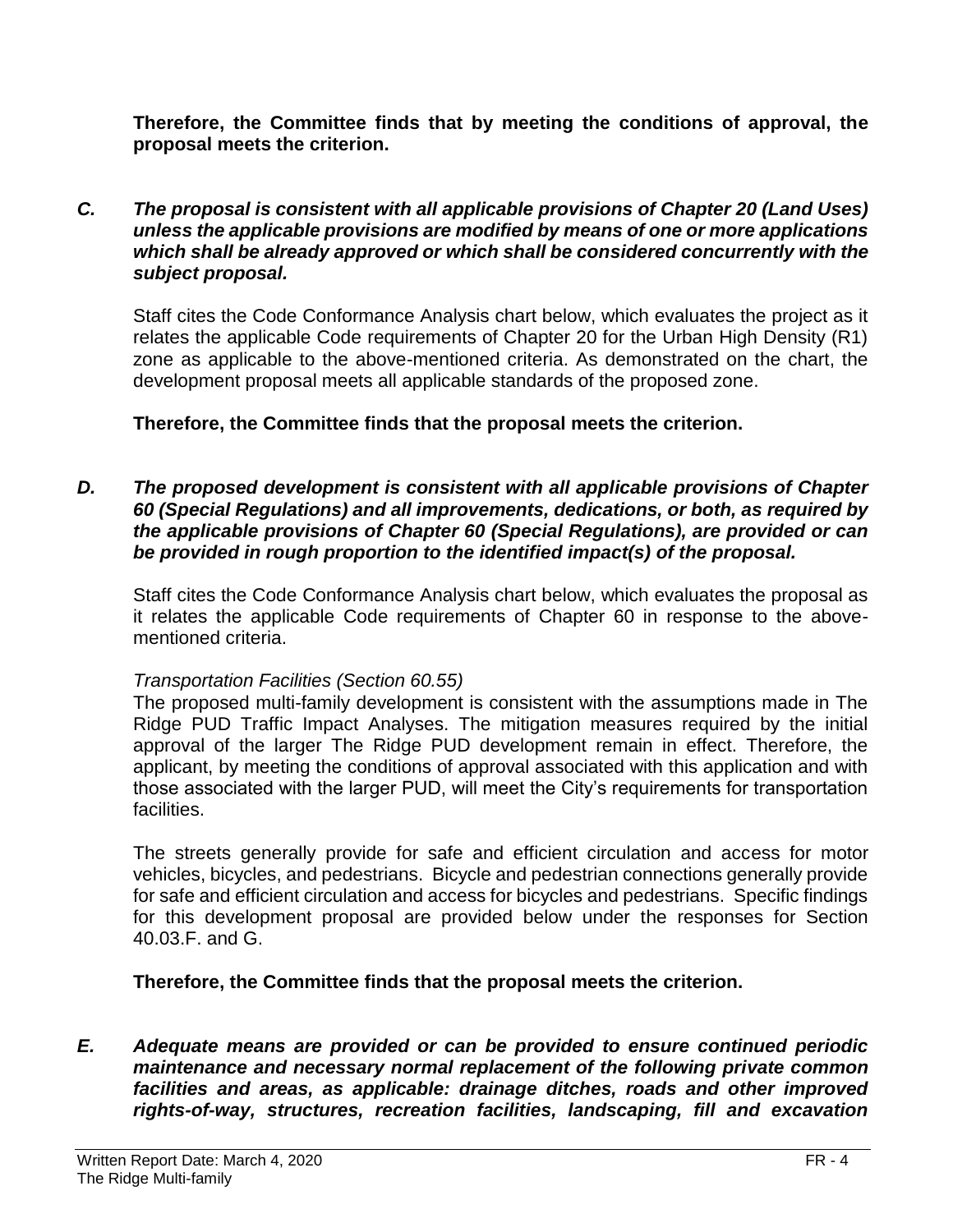**Therefore, the Committee finds that by meeting the conditions of approval, the proposal meets the criterion.**

***C. The proposal is consistent with all applicable provisions of Chapter 20 (Land Uses) unless the applicable provisions are modified by means of one or more applications which shall be already approved or which shall be considered concurrently with the subject proposal.***

Staff cites the Code Conformance Analysis chart below, which evaluates the project as it relates the applicable Code requirements of Chapter 20 for the Urban High Density (R1) zone as applicable to the above-mentioned criteria. As demonstrated on the chart, the development proposal meets all applicable standards of the proposed zone.

**Therefore, the Committee finds that the proposal meets the criterion.**

***D. The proposed development is consistent with all applicable provisions of Chapter 60 (Special Regulations) and all improvements, dedications, or both, as required by the applicable provisions of Chapter 60 (Special Regulations), are provided or can be provided in rough proportion to the identified impact(s) of the proposal.***

Staff cites the Code Conformance Analysis chart below, which evaluates the proposal as it relates the applicable Code requirements of Chapter 60 in response to the above-mentioned criteria.

*Transportation Facilities (Section 60.55)*

The proposed multi-family development is consistent with the assumptions made in The Ridge PUD Traffic Impact Analyses. The mitigation measures required by the initial approval of the larger The Ridge PUD development remain in effect. Therefore, the applicant, by meeting the conditions of approval associated with this application and with those associated with the larger PUD, will meet the City's requirements for transportation facilities.

The streets generally provide for safe and efficient circulation and access for motor vehicles, bicycles, and pedestrians. Bicycle and pedestrian connections generally provide for safe and efficient circulation and access for bicycles and pedestrians. Specific findings for this development proposal are provided below under the responses for Section 40.03.F. and G.

**Therefore, the Committee finds that the proposal meets the criterion.**

***E. Adequate means are provided or can be provided to ensure continued periodic maintenance and necessary normal replacement of the following private common facilities and areas, as applicable: drainage ditches, roads and other improved rights-of-way, structures, recreation facilities, landscaping, fill and excavation***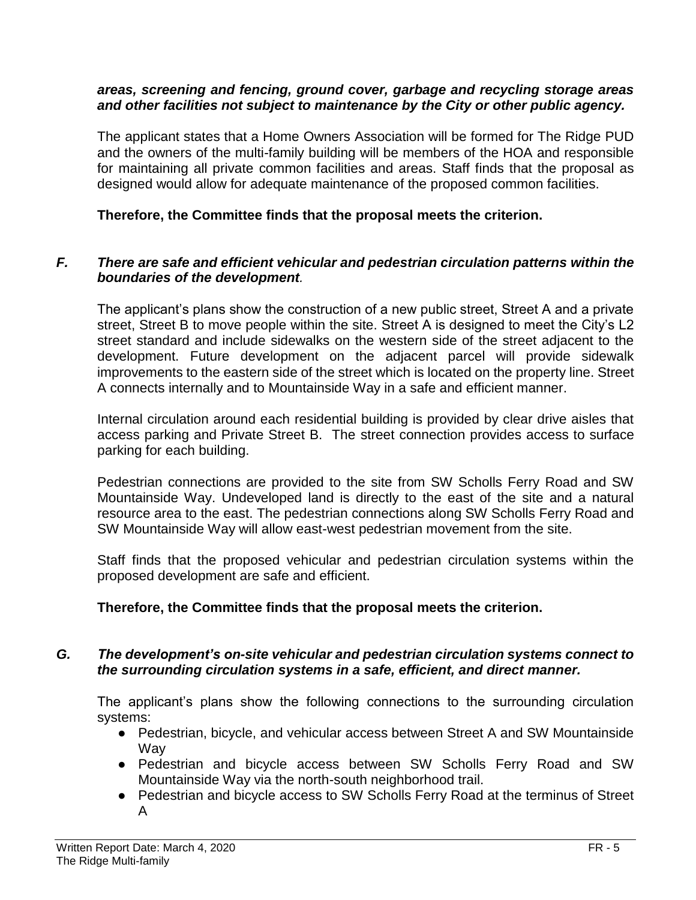***areas, screening and fencing, ground cover, garbage and recycling storage areas and other facilities not subject to maintenance by the City or other public agency.***

The applicant states that a Home Owners Association will be formed for The Ridge PUD and the owners of the multi-family building will be members of the HOA and responsible for maintaining all private common facilities and areas. Staff finds that the proposal as designed would allow for adequate maintenance of the proposed common facilities.

**Therefore, the Committee finds that the proposal meets the criterion.**

***F. There are safe and efficient vehicular and pedestrian circulation patterns within the boundaries of the development.***

The applicant's plans show the construction of a new public street, Street A and a private street, Street B to move people within the site. Street A is designed to meet the City's L2 street standard and include sidewalks on the western side of the street adjacent to the development. Future development on the adjacent parcel will provide sidewalk improvements to the eastern side of the street which is located on the property line. Street A connects internally and to Mountainside Way in a safe and efficient manner.

Internal circulation around each residential building is provided by clear drive aisles that access parking and Private Street B. The street connection provides access to surface parking for each building.

Pedestrian connections are provided to the site from SW Scholls Ferry Road and SW Mountainside Way. Undeveloped land is directly to the east of the site and a natural resource area to the east. The pedestrian connections along SW Scholls Ferry Road and SW Mountainside Way will allow east-west pedestrian movement from the site.

Staff finds that the proposed vehicular and pedestrian circulation systems within the proposed development are safe and efficient.

**Therefore, the Committee finds that the proposal meets the criterion.**

***G. The development's on-site vehicular and pedestrian circulation systems connect to the surrounding circulation systems in a safe, efficient, and direct manner.***

The applicant's plans show the following connections to the surrounding circulation systems:

- Pedestrian, bicycle, and vehicular access between Street A and SW Mountainside Way
- Pedestrian and bicycle access between SW Scholls Ferry Road and SW Mountainside Way via the north-south neighborhood trail.
- Pedestrian and bicycle access to SW Scholls Ferry Road at the terminus of Street A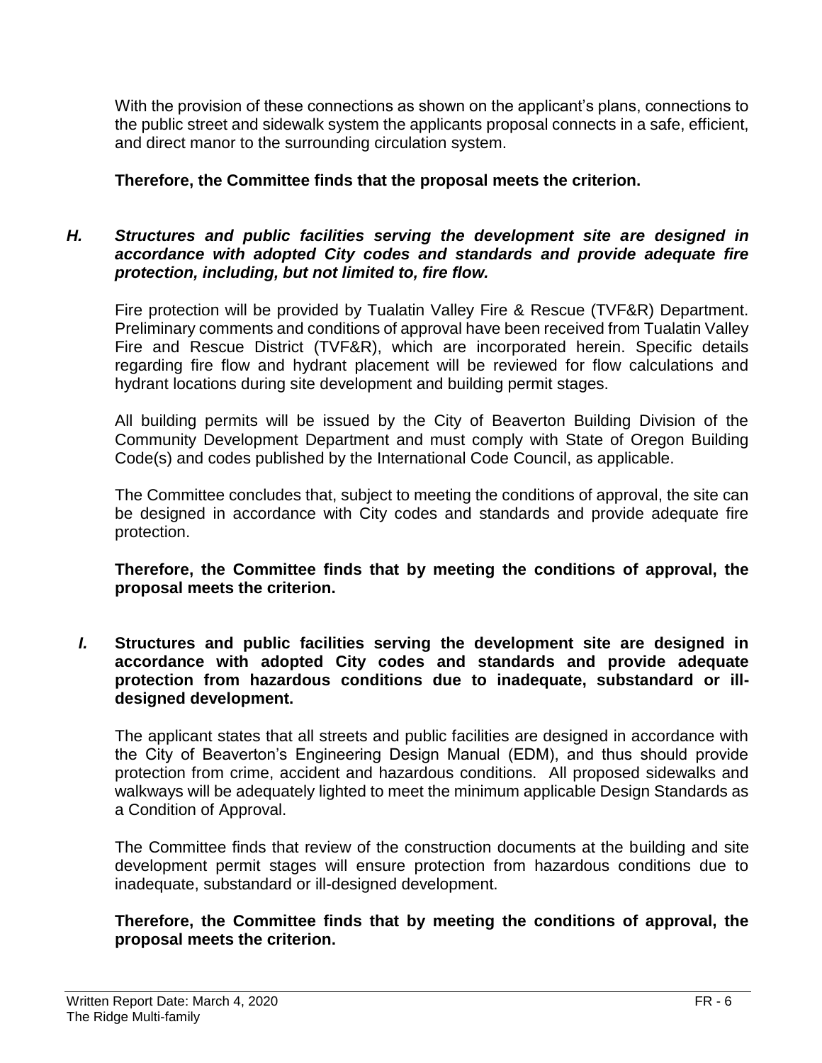With the provision of these connections as shown on the applicant's plans, connections to the public street and sidewalk system the applicants proposal connects in a safe, efficient, and direct manor to the surrounding circulation system.

**Therefore, the Committee finds that the proposal meets the criterion.**

***H. Structures and public facilities serving the development site are designed in accordance with adopted City codes and standards and provide adequate fire protection, including, but not limited to, fire flow.***

Fire protection will be provided by Tualatin Valley Fire & Rescue (TVF&R) Department. Preliminary comments and conditions of approval have been received from Tualatin Valley Fire and Rescue District (TVF&R), which are incorporated herein. Specific details regarding fire flow and hydrant placement will be reviewed for flow calculations and hydrant locations during site development and building permit stages.

All building permits will be issued by the City of Beaverton Building Division of the Community Development Department and must comply with State of Oregon Building Code(s) and codes published by the International Code Council, as applicable.

The Committee concludes that, subject to meeting the conditions of approval, the site can be designed in accordance with City codes and standards and provide adequate fire protection.

**Therefore, the Committee finds that by meeting the conditions of approval, the proposal meets the criterion.**

***I.* Structures and public facilities serving the development site are designed in accordance with adopted City codes and standards and provide adequate protection from hazardous conditions due to inadequate, substandard or ill-designed development.**

The applicant states that all streets and public facilities are designed in accordance with the City of Beaverton's Engineering Design Manual (EDM), and thus should provide protection from crime, accident and hazardous conditions. All proposed sidewalks and walkways will be adequately lighted to meet the minimum applicable Design Standards as a Condition of Approval.

The Committee finds that review of the construction documents at the building and site development permit stages will ensure protection from hazardous conditions due to inadequate, substandard or ill-designed development.

**Therefore, the Committee finds that by meeting the conditions of approval, the proposal meets the criterion.**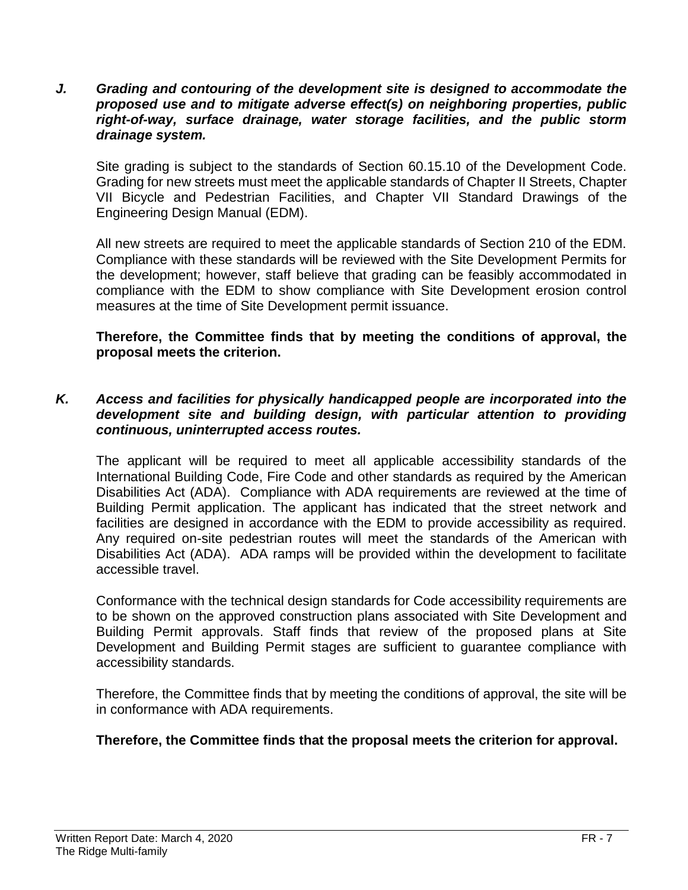***J. Grading and contouring of the development site is designed to accommodate the proposed use and to mitigate adverse effect(s) on neighboring properties, public right-of-way, surface drainage, water storage facilities, and the public storm drainage system.***

Site grading is subject to the standards of Section 60.15.10 of the Development Code. Grading for new streets must meet the applicable standards of Chapter II Streets, Chapter VII Bicycle and Pedestrian Facilities, and Chapter VII Standard Drawings of the Engineering Design Manual (EDM).

All new streets are required to meet the applicable standards of Section 210 of the EDM. Compliance with these standards will be reviewed with the Site Development Permits for the development; however, staff believe that grading can be feasibly accommodated in compliance with the EDM to show compliance with Site Development erosion control measures at the time of Site Development permit issuance.

**Therefore, the Committee finds that by meeting the conditions of approval, the proposal meets the criterion.**

***K. Access and facilities for physically handicapped people are incorporated into the development site and building design, with particular attention to providing continuous, uninterrupted access routes.***

The applicant will be required to meet all applicable accessibility standards of the International Building Code, Fire Code and other standards as required by the American Disabilities Act (ADA). Compliance with ADA requirements are reviewed at the time of Building Permit application. The applicant has indicated that the street network and facilities are designed in accordance with the EDM to provide accessibility as required. Any required on-site pedestrian routes will meet the standards of the American with Disabilities Act (ADA). ADA ramps will be provided within the development to facilitate accessible travel.

Conformance with the technical design standards for Code accessibility requirements are to be shown on the approved construction plans associated with Site Development and Building Permit approvals. Staff finds that review of the proposed plans at Site Development and Building Permit stages are sufficient to guarantee compliance with accessibility standards.

Therefore, the Committee finds that by meeting the conditions of approval, the site will be in conformance with ADA requirements.

**Therefore, the Committee finds that the proposal meets the criterion for approval.**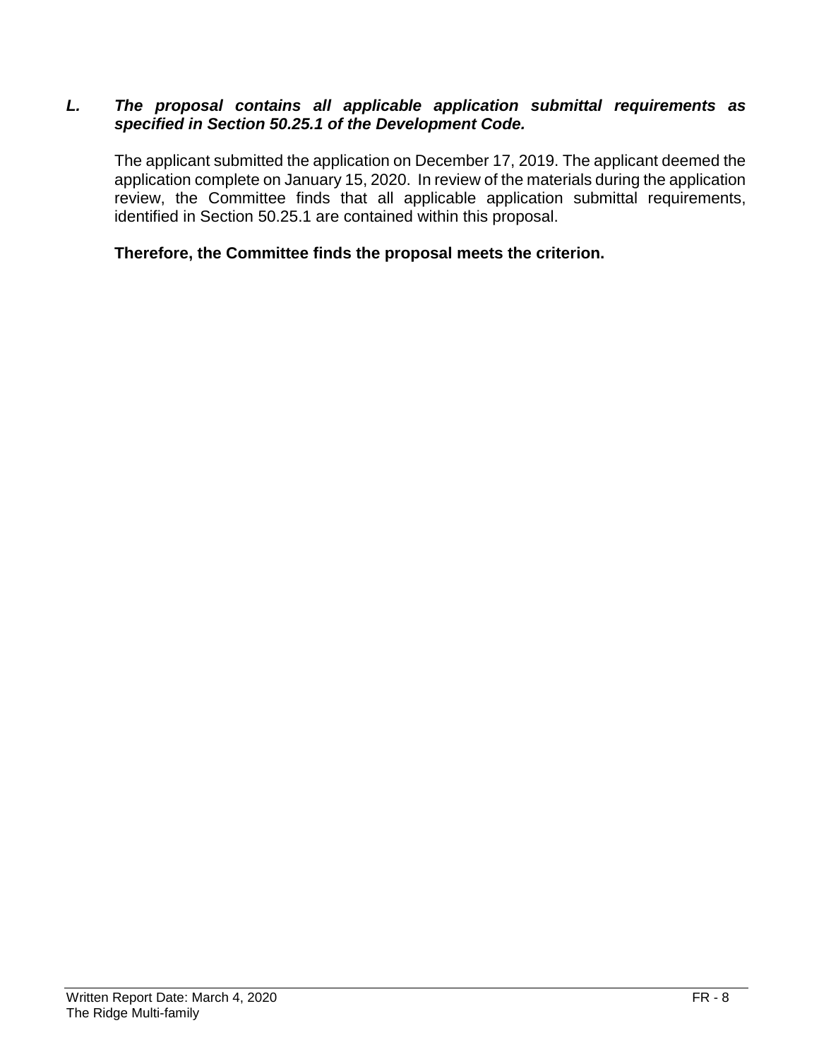***L. The proposal contains all applicable application submittal requirements as specified in Section 50.25.1 of the Development Code.***

The applicant submitted the application on December 17, 2019. The applicant deemed the application complete on January 15, 2020. In review of the materials during the application review, the Committee finds that all applicable application submittal requirements, identified in Section 50.25.1 are contained within this proposal.

**Therefore, the Committee finds the proposal meets the criterion.**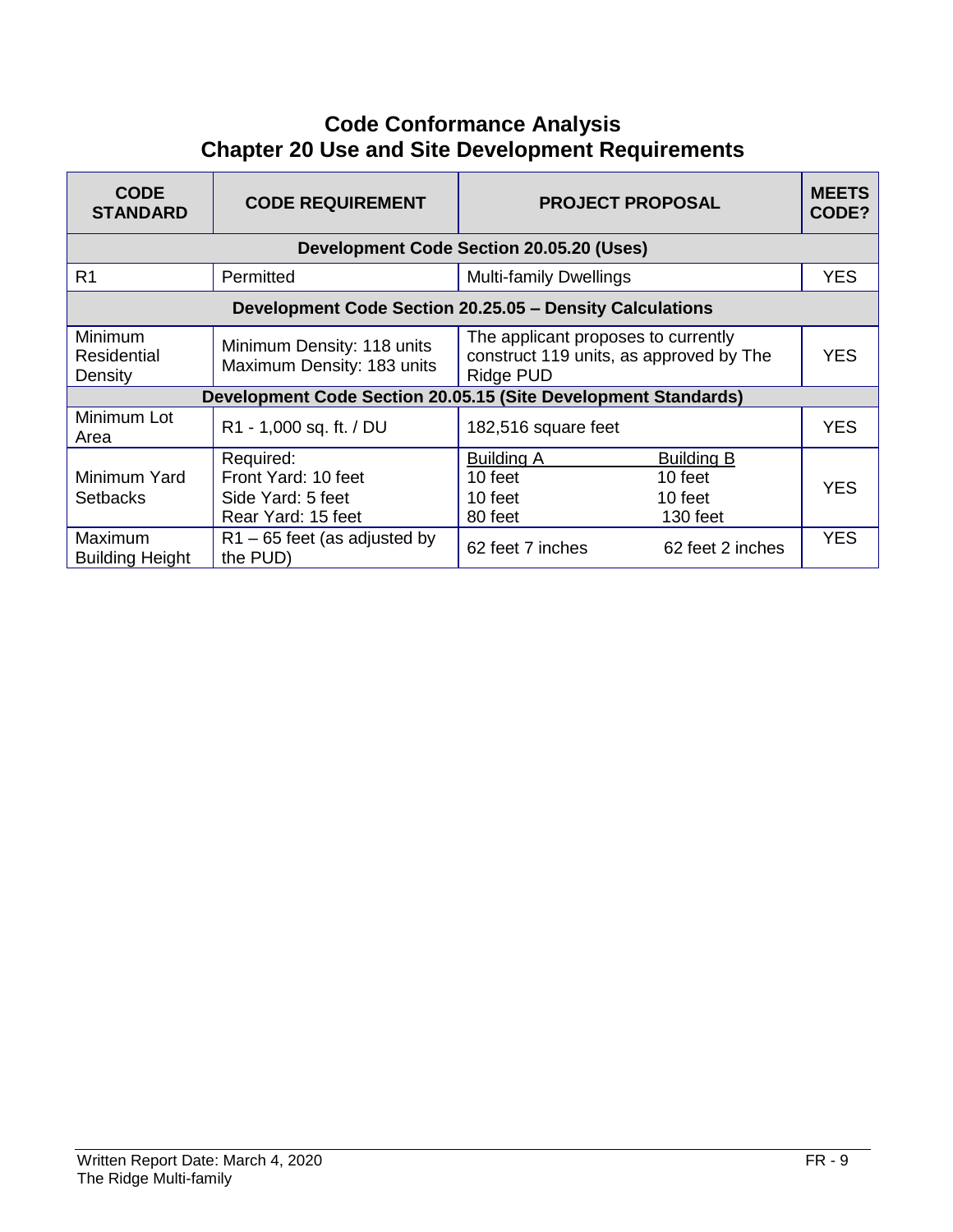# Code Conformance Analysis
## Chapter 20 Use and Site Development Requirements

| CODE STANDARD | CODE REQUIREMENT | PROJECT PROPOSAL | MEETS CODE? |
|---|---|---|---|
| **Development Code Section 20.05.20 (Uses)** | | | |
| R1 | Permitted | Multi-family Dwellings | YES |
| **Development Code Section 20.25.05 – Density Calculations** | | | |
| Minimum Residential Density | Minimum Density: 118 units<br>Maximum Density: 183 units | The applicant proposes to currently construct 119 units, as approved by The Ridge PUD | YES |
| **Development Code Section 20.05.15 (Site Development Standards)** | | | |
| Minimum Lot Area | R1 - 1,000 sq. ft. / DU | 182,516 square feet | YES |
| Minimum Yard Setbacks | Required:<br>Front Yard: 10 feet<br>Side Yard: 5 feet<br>Rear Yard: 15 feet | Building A: 10 feet / 10 feet / 80 feet<br>Building B: 10 feet / 10 feet / 130 feet | YES |
| Maximum Building Height | R1 – 65 feet (as adjusted by the PUD) | Building A: 62 feet 7 inches<br>Building B: 62 feet 2 inches | YES |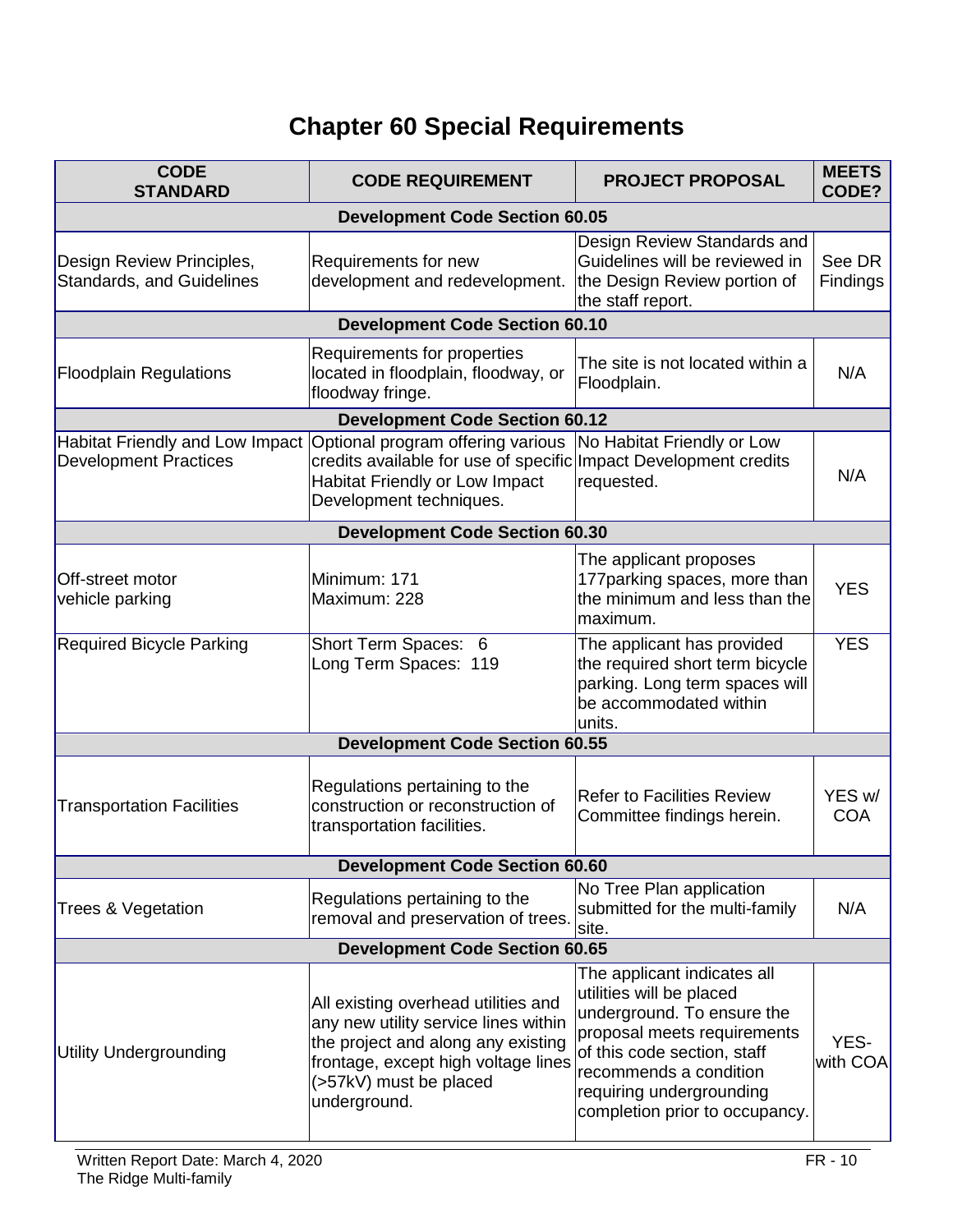# Chapter 60 Special Requirements

| CODE STANDARD | CODE REQUIREMENT | PROJECT PROPOSAL | MEETS CODE? |
|---|---|---|---|
| **Development Code Section 60.05** | | | |
| Design Review Principles, Standards, and Guidelines | Requirements for new development and redevelopment. | Design Review Standards and Guidelines will be reviewed in the Design Review portion of the staff report. | See DR Findings |
| **Development Code Section 60.10** | | | |
| Floodplain Regulations | Requirements for properties located in floodplain, floodway, or floodway fringe. | The site is not located within a Floodplain. | N/A |
| **Development Code Section 60.12** | | | |
| Habitat Friendly and Low Impact Development Practices | Optional program offering various credits available for use of specific Habitat Friendly or Low Impact Development techniques. | No Habitat Friendly or Low Impact Development credits requested. | N/A |
| **Development Code Section 60.30** | | | |
| Off-street motor vehicle parking | Minimum: 171<br>Maximum: 228 | The applicant proposes 177parking spaces, more than the minimum and less than the maximum. | YES |
| Required Bicycle Parking | Short Term Spaces: 6<br>Long Term Spaces: 119 | The applicant has provided the required short term bicycle parking. Long term spaces will be accommodated within units. | YES |
| **Development Code Section 60.55** | | | |
| Transportation Facilities | Regulations pertaining to the construction or reconstruction of transportation facilities. | Refer to Facilities Review Committee findings herein. | YES w/ COA |
| **Development Code Section 60.60** | | | |
| Trees & Vegetation | Regulations pertaining to the removal and preservation of trees. | No Tree Plan application submitted for the multi-family site. | N/A |
| **Development Code Section 60.65** | | | |
| Utility Undergrounding | All existing overhead utilities and any new utility service lines within the project and along any existing frontage, except high voltage lines (>57kV) must be placed underground. | The applicant indicates all utilities will be placed underground. To ensure the proposal meets requirements of this code section, staff recommends a condition requiring undergrounding completion prior to occupancy. | YES- with COA |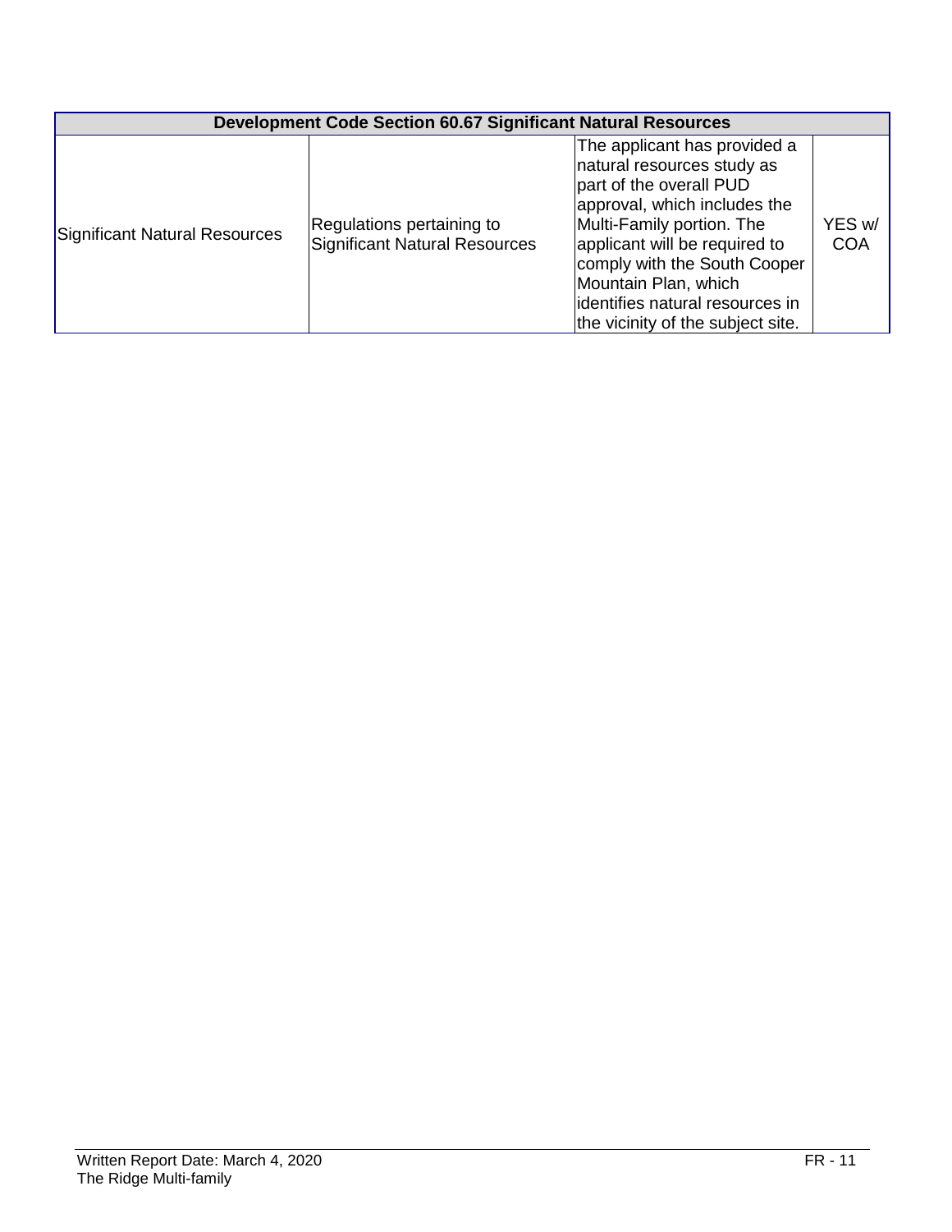| Development Code Section 60.67 Significant Natural Resources | | | |
|---|---|---|---|
| Significant Natural Resources | Regulations pertaining to Significant Natural Resources | The applicant has provided a natural resources study as part of the overall PUD approval, which includes the Multi-Family portion. The applicant will be required to comply with the South Cooper Mountain Plan, which identifies natural resources in the vicinity of the subject site. | YES w/ COA |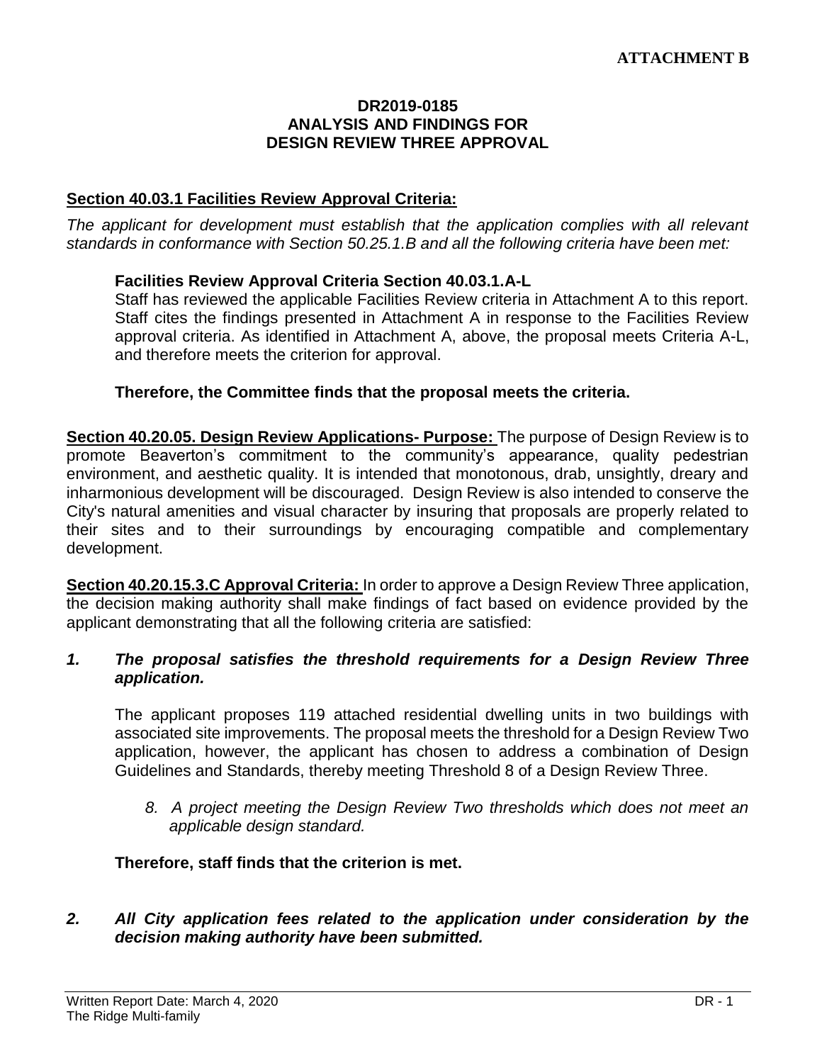**ATTACHMENT B**

**DR2019-0185**
**ANALYSIS AND FINDINGS FOR**
**DESIGN REVIEW THREE APPROVAL**

**Section 40.03.1 Facilities Review Approval Criteria:**

*The applicant for development must establish that the application complies with all relevant standards in conformance with Section 50.25.1.B and all the following criteria have been met:*

**Facilities Review Approval Criteria Section 40.03.1.A-L**

Staff has reviewed the applicable Facilities Review criteria in Attachment A to this report. Staff cites the findings presented in Attachment A in response to the Facilities Review approval criteria. As identified in Attachment A, above, the proposal meets Criteria A-L, and therefore meets the criterion for approval.

**Therefore, the Committee finds that the proposal meets the criteria.**

**Section 40.20.05. Design Review Applications- Purpose:** The purpose of Design Review is to promote Beaverton's commitment to the community's appearance, quality pedestrian environment, and aesthetic quality. It is intended that monotonous, drab, unsightly, dreary and inharmonious development will be discouraged. Design Review is also intended to conserve the City's natural amenities and visual character by insuring that proposals are properly related to their sites and to their surroundings by encouraging compatible and complementary development.

**Section 40.20.15.3.C Approval Criteria:** In order to approve a Design Review Three application, the decision making authority shall make findings of fact based on evidence provided by the applicant demonstrating that all the following criteria are satisfied:

***1. The proposal satisfies the threshold requirements for a Design Review Three application.***

The applicant proposes 119 attached residential dwelling units in two buildings with associated site improvements. The proposal meets the threshold for a Design Review Two application, however, the applicant has chosen to address a combination of Design Guidelines and Standards, thereby meeting Threshold 8 of a Design Review Three.

*8. A project meeting the Design Review Two thresholds which does not meet an applicable design standard.*

**Therefore, staff finds that the criterion is met.**

***2. All City application fees related to the application under consideration by the decision making authority have been submitted.***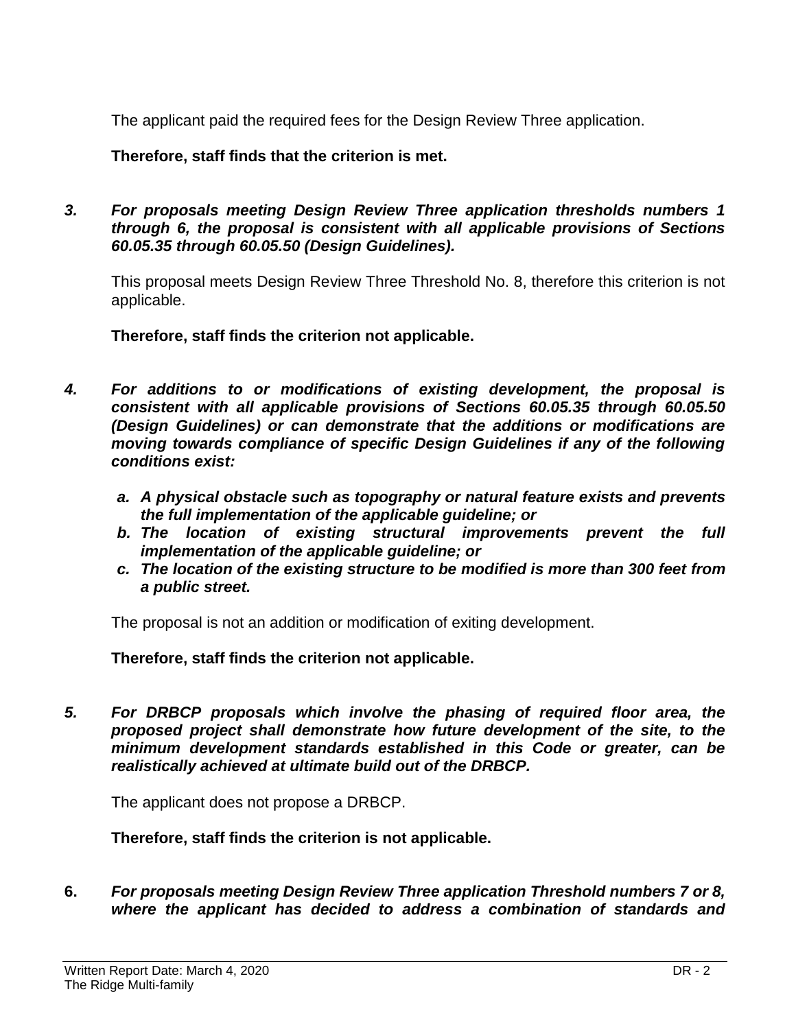The applicant paid the required fees for the Design Review Three application.

**Therefore, staff finds that the criterion is met.**

3. ***For proposals meeting Design Review Three application thresholds numbers 1 through 6, the proposal is consistent with all applicable provisions of Sections 60.05.35 through 60.05.50 (Design Guidelines).***

   This proposal meets Design Review Three Threshold No. 8, therefore this criterion is not applicable.

   **Therefore, staff finds the criterion not applicable.**

4. ***For additions to or modifications of existing development, the proposal is consistent with all applicable provisions of Sections 60.05.35 through 60.05.50 (Design Guidelines) or can demonstrate that the additions or modifications are moving towards compliance of specific Design Guidelines if any of the following conditions exist:***

   a. ***A physical obstacle such as topography or natural feature exists and prevents the full implementation of the applicable guideline; or***
   b. ***The location of existing structural improvements prevent the full implementation of the applicable guideline; or***
   c. ***The location of the existing structure to be modified is more than 300 feet from a public street.***

   The proposal is not an addition or modification of exiting development.

   **Therefore, staff finds the criterion not applicable.**

5. ***For DRBCP proposals which involve the phasing of required floor area, the proposed project shall demonstrate how future development of the site, to the minimum development standards established in this Code or greater, can be realistically achieved at ultimate build out of the DRBCP.***

   The applicant does not propose a DRBCP.

   **Therefore, staff finds the criterion is not applicable.**

6. ***For proposals meeting Design Review Three application Threshold numbers 7 or 8, where the applicant has decided to address a combination of standards and***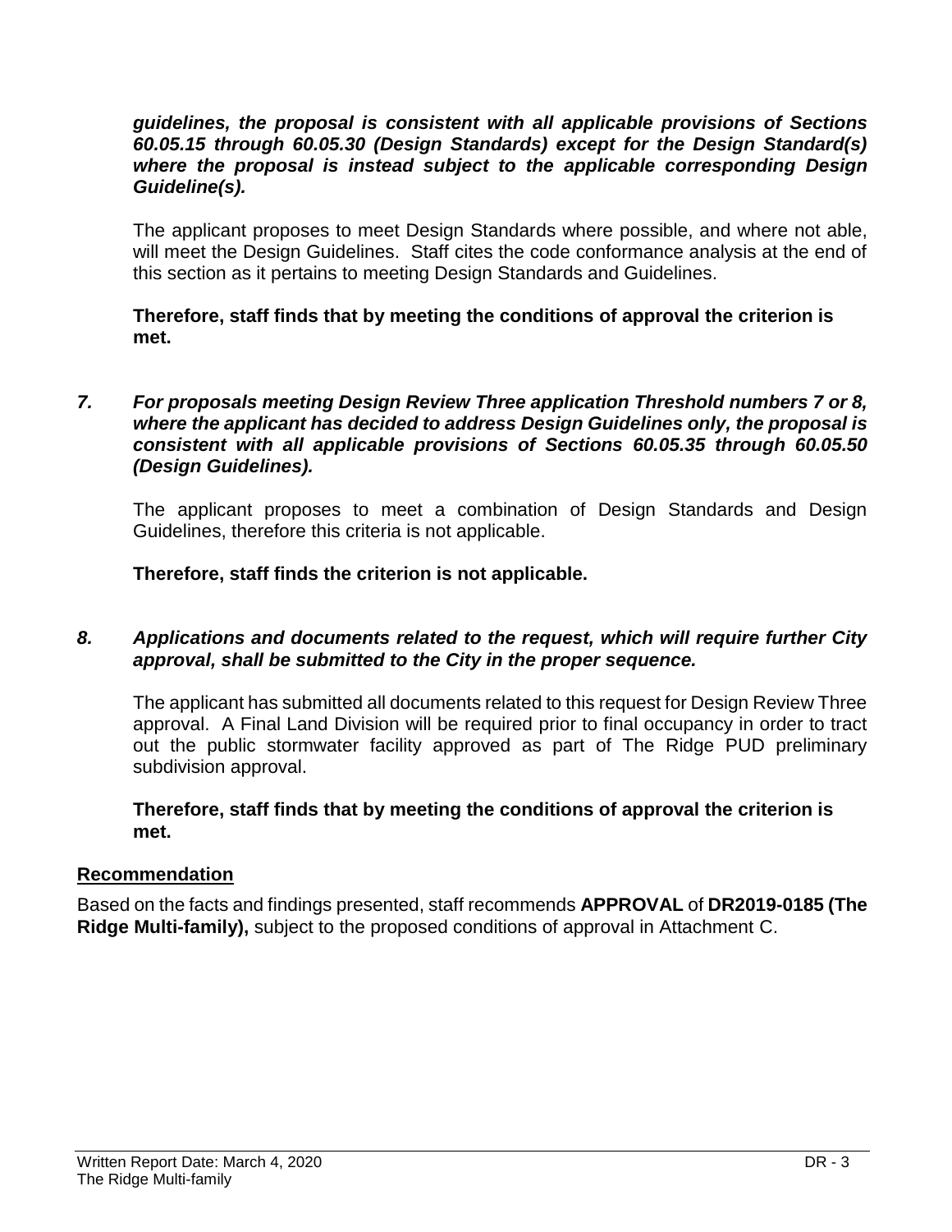***guidelines, the proposal is consistent with all applicable provisions of Sections 60.05.15 through 60.05.30 (Design Standards) except for the Design Standard(s) where the proposal is instead subject to the applicable corresponding Design Guideline(s).***

The applicant proposes to meet Design Standards where possible, and where not able, will meet the Design Guidelines. Staff cites the code conformance analysis at the end of this section as it pertains to meeting Design Standards and Guidelines.

**Therefore, staff finds that by meeting the conditions of approval the criterion is met.**

***7. For proposals meeting Design Review Three application Threshold numbers 7 or 8, where the applicant has decided to address Design Guidelines only, the proposal is consistent with all applicable provisions of Sections 60.05.35 through 60.05.50 (Design Guidelines).***

The applicant proposes to meet a combination of Design Standards and Design Guidelines, therefore this criteria is not applicable.

**Therefore, staff finds the criterion is not applicable.**

***8. Applications and documents related to the request, which will require further City approval, shall be submitted to the City in the proper sequence.***

The applicant has submitted all documents related to this request for Design Review Three approval. A Final Land Division will be required prior to final occupancy in order to tract out the public stormwater facility approved as part of The Ridge PUD preliminary subdivision approval.

**Therefore, staff finds that by meeting the conditions of approval the criterion is met.**

## Recommendation

Based on the facts and findings presented, staff recommends **APPROVAL** of **DR2019-0185 (The Ridge Multi-family),** subject to the proposed conditions of approval in Attachment C.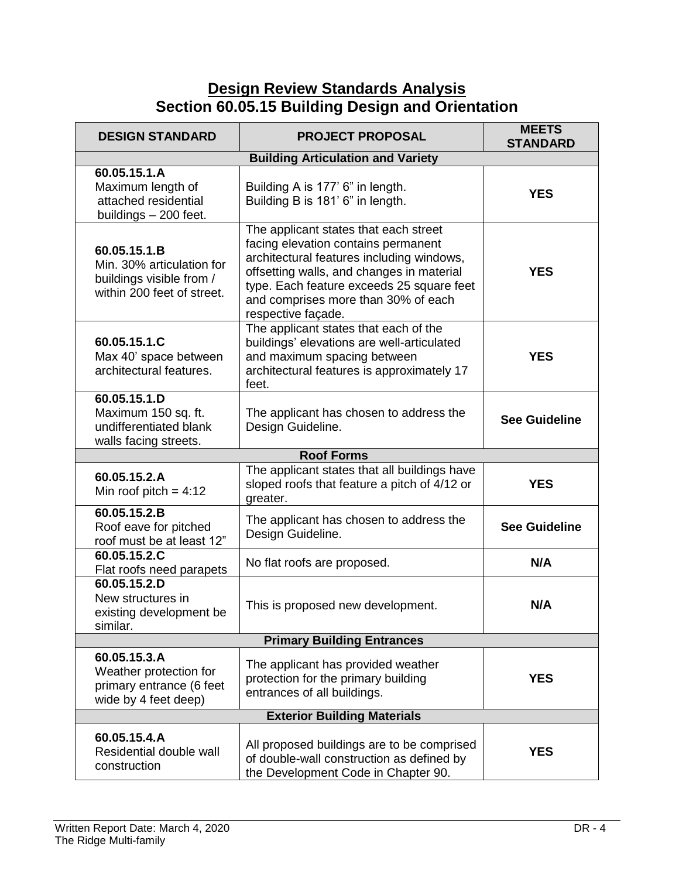## Design Review Standards Analysis
## Section 60.05.15 Building Design and Orientation

| DESIGN STANDARD | PROJECT PROPOSAL | MEETS STANDARD |
|---|---|---|
| **Building Articulation and Variety** | | |
| **60.05.15.1.A** Maximum length of attached residential buildings – 200 feet. | Building A is 177’ 6” in length. Building B is 181’ 6” in length. | **YES** |
| **60.05.15.1.B** Min. 30% articulation for buildings visible from / within 200 feet of street. | The applicant states that each street facing elevation contains permanent architectural features including windows, offsetting walls, and changes in material type. Each feature exceeds 25 square feet and comprises more than 30% of each respective façade. | **YES** |
| **60.05.15.1.C** Max 40’ space between architectural features. | The applicant states that each of the buildings’ elevations are well-articulated and maximum spacing between architectural features is approximately 17 feet. | **YES** |
| **60.05.15.1.D** Maximum 150 sq. ft. undifferentiated blank walls facing streets. | The applicant has chosen to address the Design Guideline. | **See Guideline** |
| **Roof Forms** | | |
| **60.05.15.2.A** Min roof pitch = 4:12 | The applicant states that all buildings have sloped roofs that feature a pitch of 4/12 or greater. | **YES** |
| **60.05.15.2.B** Roof eave for pitched roof must be at least 12” | The applicant has chosen to address the Design Guideline. | **See Guideline** |
| **60.05.15.2.C** Flat roofs need parapets | No flat roofs are proposed. | **N/A** |
| **60.05.15.2.D** New structures in existing development be similar. | This is proposed new development. | **N/A** |
| **Primary Building Entrances** | | |
| **60.05.15.3.A** Weather protection for primary entrance (6 feet wide by 4 feet deep) | The applicant has provided weather protection for the primary building entrances of all buildings. | **YES** |
| **Exterior Building Materials** | | |
| **60.05.15.4.A** Residential double wall construction | All proposed buildings are to be comprised of double-wall construction as defined by the Development Code in Chapter 90. | **YES** |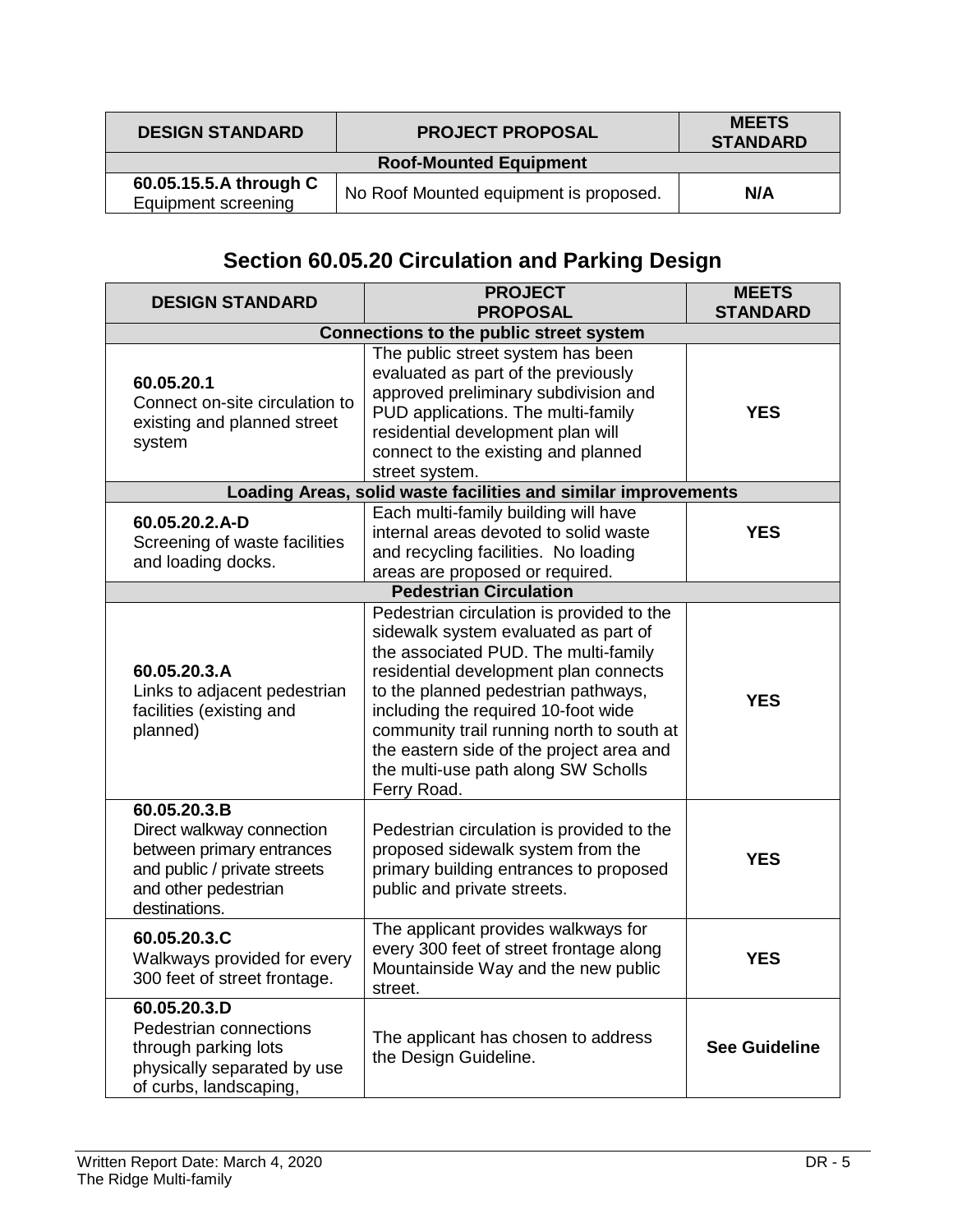| DESIGN STANDARD | PROJECT PROPOSAL | MEETS STANDARD |
|---|---|---|
| **Roof-Mounted Equipment** | | |
| **60.05.15.5.A through C** Equipment screening | No Roof Mounted equipment is proposed. | **N/A** |

## Section 60.05.20 Circulation and Parking Design

| DESIGN STANDARD | PROJECT PROPOSAL | MEETS STANDARD |
|---|---|---|
| **Connections to the public street system** | | |
| **60.05.20.1** Connect on-site circulation to existing and planned street system | The public street system has been evaluated as part of the previously approved preliminary subdivision and PUD applications. The multi-family residential development plan will connect to the existing and planned street system. | **YES** |
| **Loading Areas, solid waste facilities and similar improvements** | | |
| **60.05.20.2.A-D** Screening of waste facilities and loading docks. | Each multi-family building will have internal areas devoted to solid waste and recycling facilities. No loading areas are proposed or required. | **YES** |
| **Pedestrian Circulation** | | |
| **60.05.20.3.A** Links to adjacent pedestrian facilities (existing and planned) | Pedestrian circulation is provided to the sidewalk system evaluated as part of the associated PUD. The multi-family residential development plan connects to the planned pedestrian pathways, including the required 10-foot wide community trail running north to south at the eastern side of the project area and the multi-use path along SW Scholls Ferry Road. | **YES** |
| **60.05.20.3.B** Direct walkway connection between primary entrances and public / private streets and other pedestrian destinations. | Pedestrian circulation is provided to the proposed sidewalk system from the primary building entrances to proposed public and private streets. | **YES** |
| **60.05.20.3.C** Walkways provided for every 300 feet of street frontage. | The applicant provides walkways for every 300 feet of street frontage along Mountainside Way and the new public street. | **YES** |
| **60.05.20.3.D** Pedestrian connections through parking lots physically separated by use of curbs, landscaping, | The applicant has chosen to address the Design Guideline. | **See Guideline** |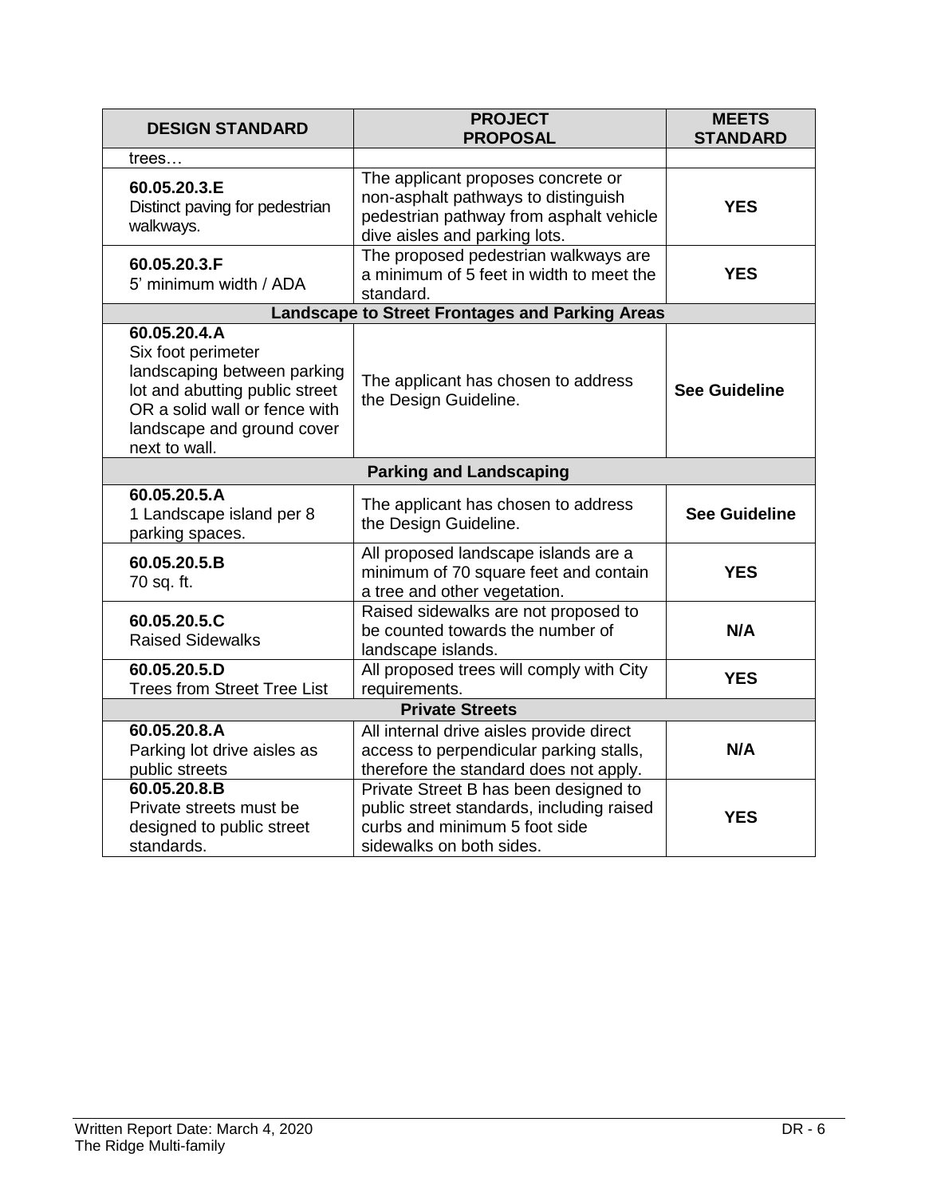| DESIGN STANDARD | PROJECT PROPOSAL | MEETS STANDARD |
|---|---|---|
| trees… | | |
| **60.05.20.3.E** Distinct paving for pedestrian walkways. | The applicant proposes concrete or non-asphalt pathways to distinguish pedestrian pathway from asphalt vehicle dive aisles and parking lots. | **YES** |
| **60.05.20.3.F** 5' minimum width / ADA | The proposed pedestrian walkways are a minimum of 5 feet in width to meet the standard. | **YES** |
| **Landscape to Street Frontages and Parking Areas** | | |
| **60.05.20.4.A** Six foot perimeter landscaping between parking lot and abutting public street OR a solid wall or fence with landscape and ground cover next to wall. | The applicant has chosen to address the Design Guideline. | **See Guideline** |
| **Parking and Landscaping** | | |
| **60.05.20.5.A** 1 Landscape island per 8 parking spaces. | The applicant has chosen to address the Design Guideline. | **See Guideline** |
| **60.05.20.5.B** 70 sq. ft. | All proposed landscape islands are a minimum of 70 square feet and contain a tree and other vegetation. | **YES** |
| **60.05.20.5.C** Raised Sidewalks | Raised sidewalks are not proposed to be counted towards the number of landscape islands. | **N/A** |
| **60.05.20.5.D** Trees from Street Tree List | All proposed trees will comply with City requirements. | **YES** |
| **Private Streets** | | |
| **60.05.20.8.A** Parking lot drive aisles as public streets | All internal drive aisles provide direct access to perpendicular parking stalls, therefore the standard does not apply. | **N/A** |
| **60.05.20.8.B** Private streets must be designed to public street standards. | Private Street B has been designed to public street standards, including raised curbs and minimum 5 foot side sidewalks on both sides. | **YES** |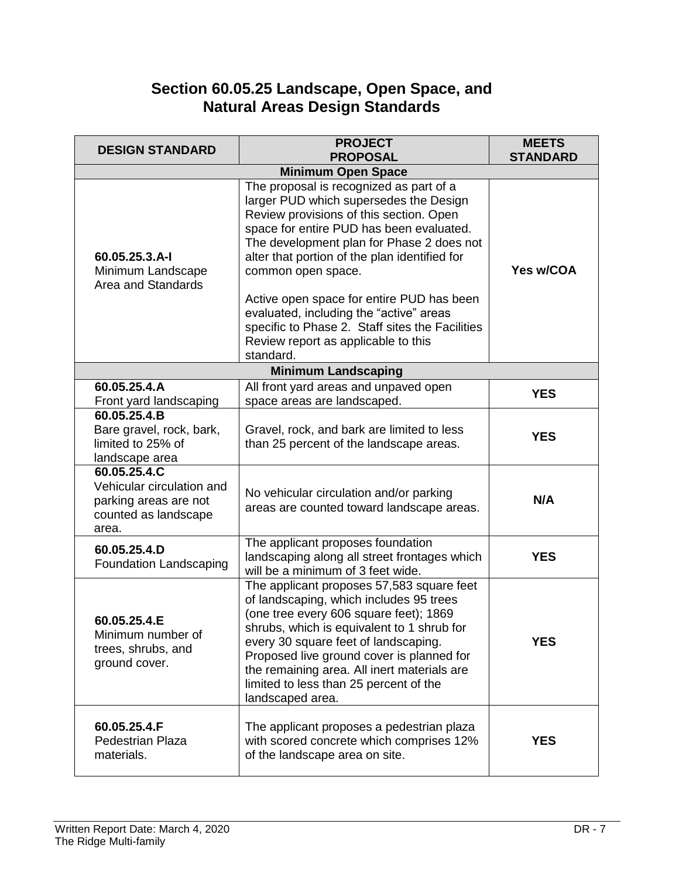## Section 60.05.25 Landscape, Open Space, and Natural Areas Design Standards

| DESIGN STANDARD | PROJECT PROPOSAL | MEETS STANDARD |
| --- | --- | --- |
| **Minimum Open Space** | | |
| **60.05.25.3.A-I** Minimum Landscape Area and Standards | The proposal is recognized as part of a larger PUD which supersedes the Design Review provisions of this section. Open space for entire PUD has been evaluated. The development plan for Phase 2 does not alter that portion of the plan identified for common open space. Active open space for entire PUD has been evaluated, including the "active" areas specific to Phase 2. Staff sites the Facilities Review report as applicable to this standard. | **Yes w/COA** |
| **Minimum Landscaping** | | |
| **60.05.25.4.A** Front yard landscaping | All front yard areas and unpaved open space areas are landscaped. | **YES** |
| **60.05.25.4.B** Bare gravel, rock, bark, limited to 25% of landscape area | Gravel, rock, and bark are limited to less than 25 percent of the landscape areas. | **YES** |
| **60.05.25.4.C** Vehicular circulation and parking areas are not counted as landscape area. | No vehicular circulation and/or parking areas are counted toward landscape areas. | **N/A** |
| **60.05.25.4.D** Foundation Landscaping | The applicant proposes foundation landscaping along all street frontages which will be a minimum of 3 feet wide. | **YES** |
| **60.05.25.4.E** Minimum number of trees, shrubs, and ground cover. | The applicant proposes 57,583 square feet of landscaping, which includes 95 trees (one tree every 606 square feet); 1869 shrubs, which is equivalent to 1 shrub for every 30 square feet of landscaping. Proposed live ground cover is planned for the remaining area. All inert materials are limited to less than 25 percent of the landscaped area. | **YES** |
| **60.05.25.4.F** Pedestrian Plaza materials. | The applicant proposes a pedestrian plaza with scored concrete which comprises 12% of the landscape area on site. | **YES** |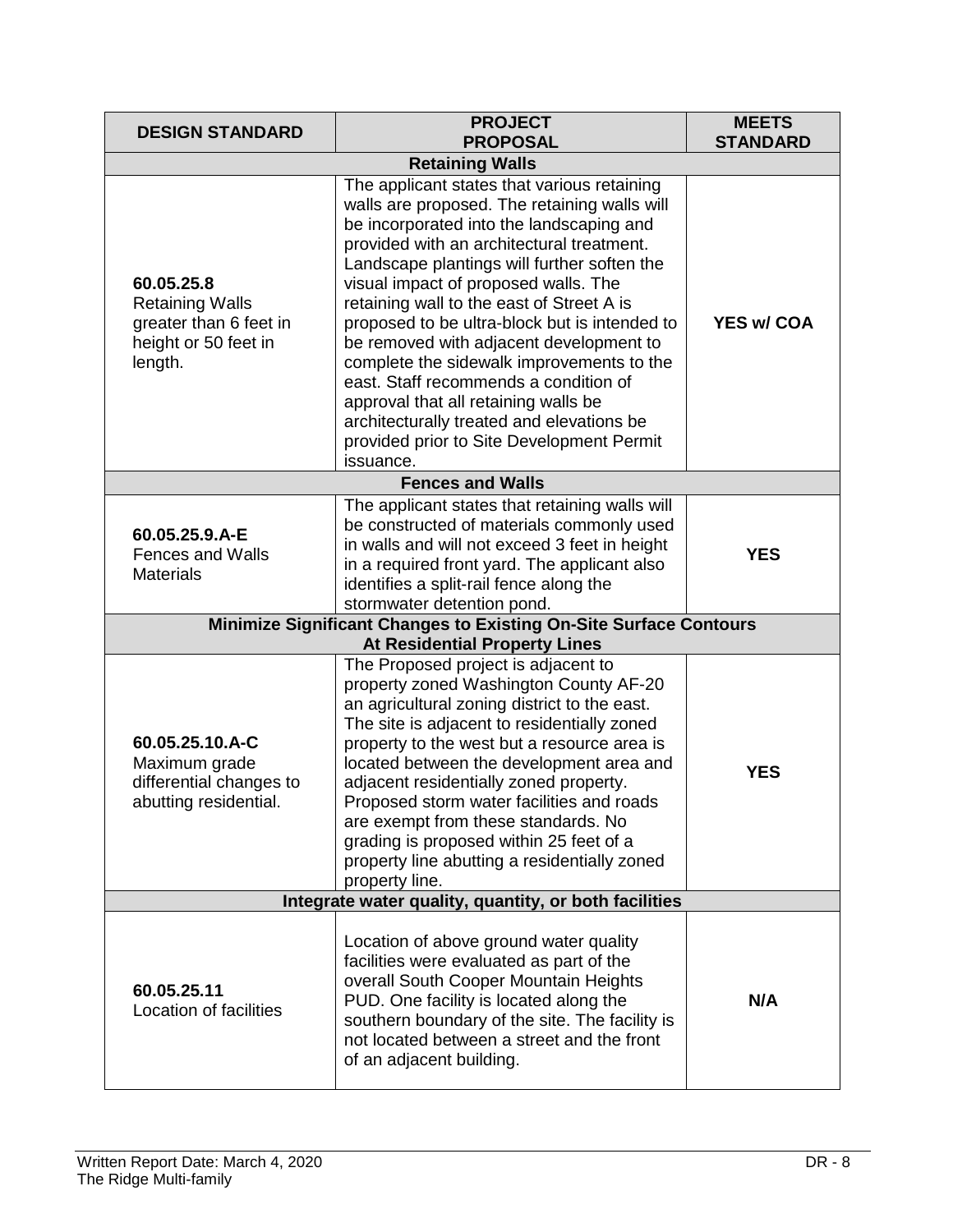| DESIGN STANDARD | PROJECT PROPOSAL | MEETS STANDARD |
|---|---|---|
| **Retaining Walls** | | |
| **60.05.25.8** Retaining Walls greater than 6 feet in height or 50 feet in length. | The applicant states that various retaining walls are proposed. The retaining walls will be incorporated into the landscaping and provided with an architectural treatment. Landscape plantings will further soften the visual impact of proposed walls. The retaining wall to the east of Street A is proposed to be ultra-block but is intended to be removed with adjacent development to complete the sidewalk improvements to the east. Staff recommends a condition of approval that all retaining walls be architecturally treated and elevations be provided prior to Site Development Permit issuance. | **YES w/ COA** |
| **Fences and Walls** | | |
| **60.05.25.9.A-E** Fences and Walls Materials | The applicant states that retaining walls will be constructed of materials commonly used in walls and will not exceed 3 feet in height in a required front yard. The applicant also identifies a split-rail fence along the stormwater detention pond. | **YES** |
| **Minimize Significant Changes to Existing On-Site Surface Contours At Residential Property Lines** | | |
| **60.05.25.10.A-C** Maximum grade differential changes to abutting residential. | The Proposed project is adjacent to property zoned Washington County AF-20 an agricultural zoning district to the east. The site is adjacent to residentially zoned property to the west but a resource area is located between the development area and adjacent residentially zoned property. Proposed storm water facilities and roads are exempt from these standards. No grading is proposed within 25 feet of a property line abutting a residentially zoned property line. | **YES** |
| **Integrate water quality, quantity, or both facilities** | | |
| **60.05.25.11** Location of facilities | Location of above ground water quality facilities were evaluated as part of the overall South Cooper Mountain Heights PUD. One facility is located along the southern boundary of the site. The facility is not located between a street and the front of an adjacent building. | **N/A** |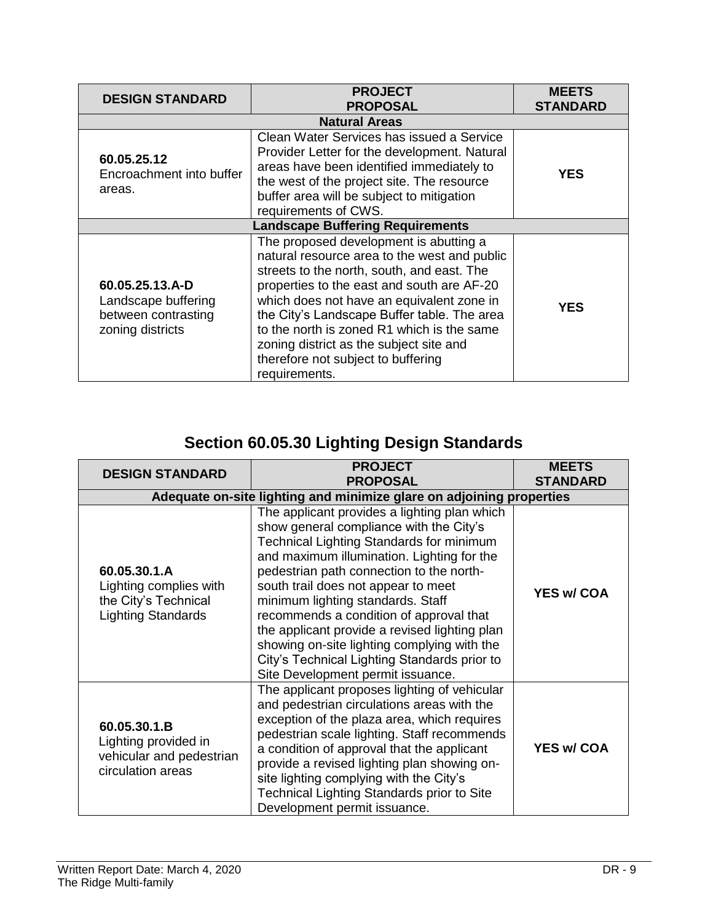| DESIGN STANDARD | PROJECT PROPOSAL | MEETS STANDARD |
|---|---|---|
| **Natural Areas** | | |
| **60.05.25.12** Encroachment into buffer areas. | Clean Water Services has issued a Service Provider Letter for the development. Natural areas have been identified immediately to the west of the project site. The resource buffer area will be subject to mitigation requirements of CWS. | **YES** |
| **Landscape Buffering Requirements** | | |
| **60.05.25.13.A-D** Landscape buffering between contrasting zoning districts | The proposed development is abutting a natural resource area to the west and public streets to the north, south, and east. The properties to the east and south are AF-20 which does not have an equivalent zone in the City's Landscape Buffer table. The area to the north is zoned R1 which is the same zoning district as the subject site and therefore not subject to buffering requirements. | **YES** |

## Section 60.05.30 Lighting Design Standards

| DESIGN STANDARD | PROJECT PROPOSAL | MEETS STANDARD |
|---|---|---|
| **Adequate on-site lighting and minimize glare on adjoining properties** | | |
| **60.05.30.1.A** Lighting complies with the City's Technical Lighting Standards | The applicant provides a lighting plan which show general compliance with the City's Technical Lighting Standards for minimum and maximum illumination. Lighting for the pedestrian path connection to the north-south trail does not appear to meet minimum lighting standards. Staff recommends a condition of approval that the applicant provide a revised lighting plan showing on-site lighting complying with the City's Technical Lighting Standards prior to Site Development permit issuance. | **YES w/ COA** |
| **60.05.30.1.B** Lighting provided in vehicular and pedestrian circulation areas | The applicant proposes lighting of vehicular and pedestrian circulations areas with the exception of the plaza area, which requires pedestrian scale lighting. Staff recommends a condition of approval that the applicant provide a revised lighting plan showing on-site lighting complying with the City's Technical Lighting Standards prior to Site Development permit issuance. | **YES w/ COA** |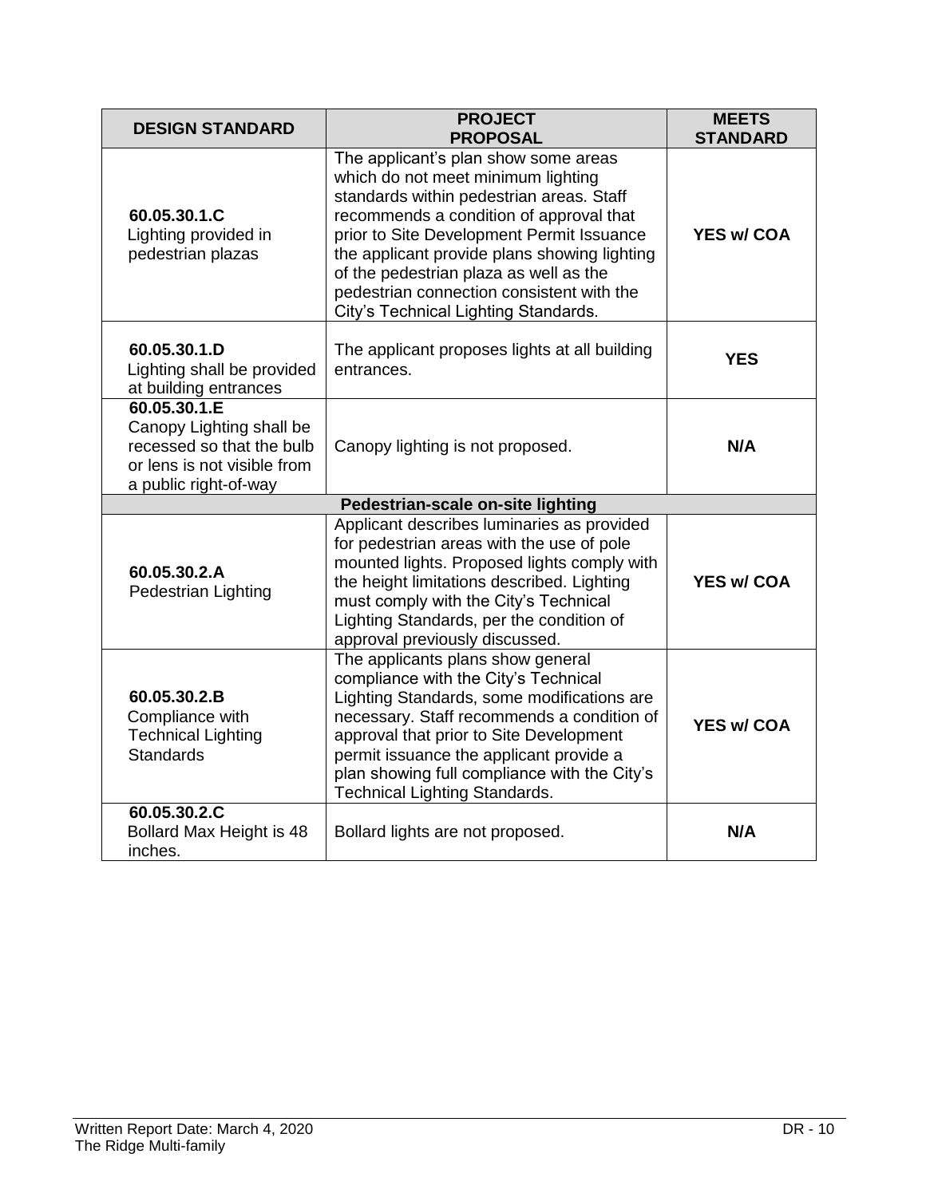| DESIGN STANDARD | PROJECT PROPOSAL | MEETS STANDARD |
|---|---|---|
| **60.05.30.1.C** Lighting provided in pedestrian plazas | The applicant's plan show some areas which do not meet minimum lighting standards within pedestrian areas. Staff recommends a condition of approval that prior to Site Development Permit Issuance the applicant provide plans showing lighting of the pedestrian plaza as well as the pedestrian connection consistent with the City's Technical Lighting Standards. | **YES w/ COA** |
| **60.05.30.1.D** Lighting shall be provided at building entrances | The applicant proposes lights at all building entrances. | **YES** |
| **60.05.30.1.E** Canopy Lighting shall be recessed so that the bulb or lens is not visible from a public right-of-way | Canopy lighting is not proposed. | **N/A** |
| **Pedestrian-scale on-site lighting** | | |
| **60.05.30.2.A** Pedestrian Lighting | Applicant describes luminaries as provided for pedestrian areas with the use of pole mounted lights. Proposed lights comply with the height limitations described. Lighting must comply with the City's Technical Lighting Standards, per the condition of approval previously discussed. | **YES w/ COA** |
| **60.05.30.2.B** Compliance with Technical Lighting Standards | The applicants plans show general compliance with the City's Technical Lighting Standards, some modifications are necessary. Staff recommends a condition of approval that prior to Site Development permit issuance the applicant provide a plan showing full compliance with the City's Technical Lighting Standards. | **YES w/ COA** |
| **60.05.30.2.C** Bollard Max Height is 48 inches. | Bollard lights are not proposed. | **N/A** |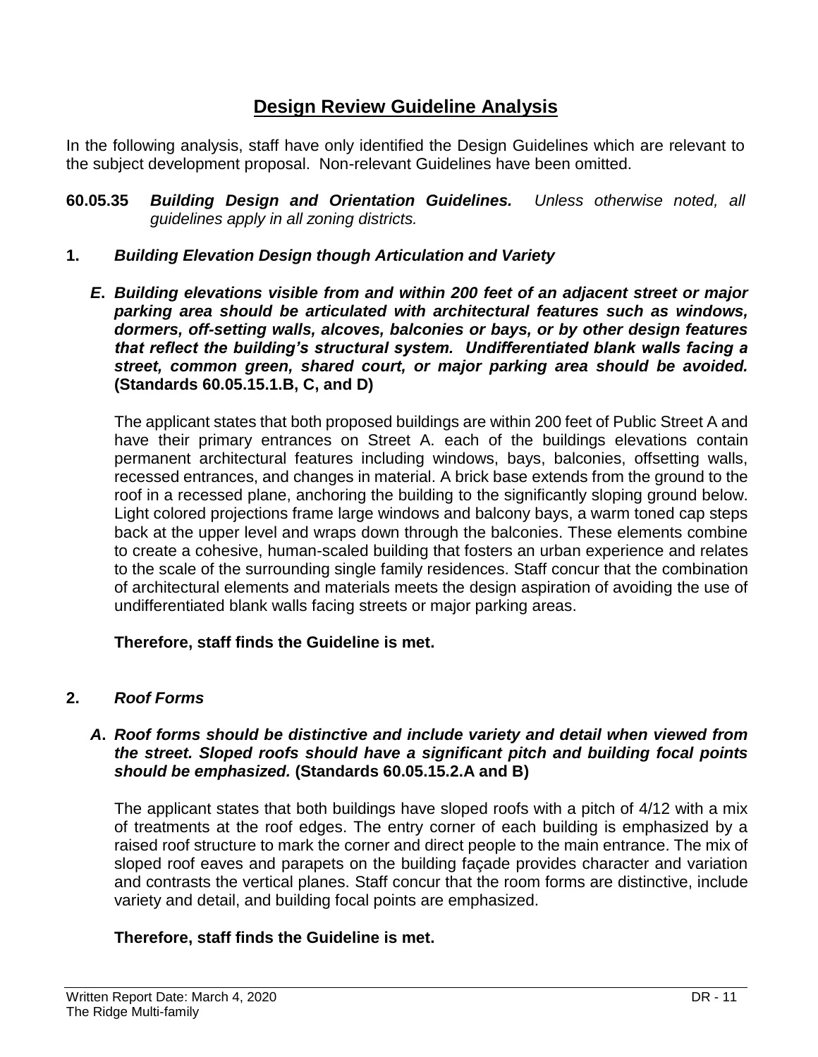# Design Review Guideline Analysis

In the following analysis, staff have only identified the Design Guidelines which are relevant to the subject development proposal. Non-relevant Guidelines have been omitted.

**60.05.35** ***Building Design and Orientation Guidelines.*** *Unless otherwise noted, all guidelines apply in all zoning districts.*

**1.** ***Building Elevation Design though Articulation and Variety***

***E. Building elevations visible from and within 200 feet of an adjacent street or major parking area should be articulated with architectural features such as windows, dormers, off-setting walls, alcoves, balconies or bays, or by other design features that reflect the building's structural system. Undifferentiated blank walls facing a street, common green, shared court, or major parking area should be avoided.* (Standards 60.05.15.1.B, C, and D)**

The applicant states that both proposed buildings are within 200 feet of Public Street A and have their primary entrances on Street A. each of the buildings elevations contain permanent architectural features including windows, bays, balconies, offsetting walls, recessed entrances, and changes in material. A brick base extends from the ground to the roof in a recessed plane, anchoring the building to the significantly sloping ground below. Light colored projections frame large windows and balcony bays, a warm toned cap steps back at the upper level and wraps down through the balconies. These elements combine to create a cohesive, human-scaled building that fosters an urban experience and relates to the scale of the surrounding single family residences. Staff concur that the combination of architectural elements and materials meets the design aspiration of avoiding the use of undifferentiated blank walls facing streets or major parking areas.

**Therefore, staff finds the Guideline is met.**

**2.** ***Roof Forms***

***A. Roof forms should be distinctive and include variety and detail when viewed from the street. Sloped roofs should have a significant pitch and building focal points should be emphasized.* (Standards 60.05.15.2.A and B)**

The applicant states that both buildings have sloped roofs with a pitch of 4/12 with a mix of treatments at the roof edges. The entry corner of each building is emphasized by a raised roof structure to mark the corner and direct people to the main entrance. The mix of sloped roof eaves and parapets on the building façade provides character and variation and contrasts the vertical planes. Staff concur that the room forms are distinctive, include variety and detail, and building focal points are emphasized.

**Therefore, staff finds the Guideline is met.**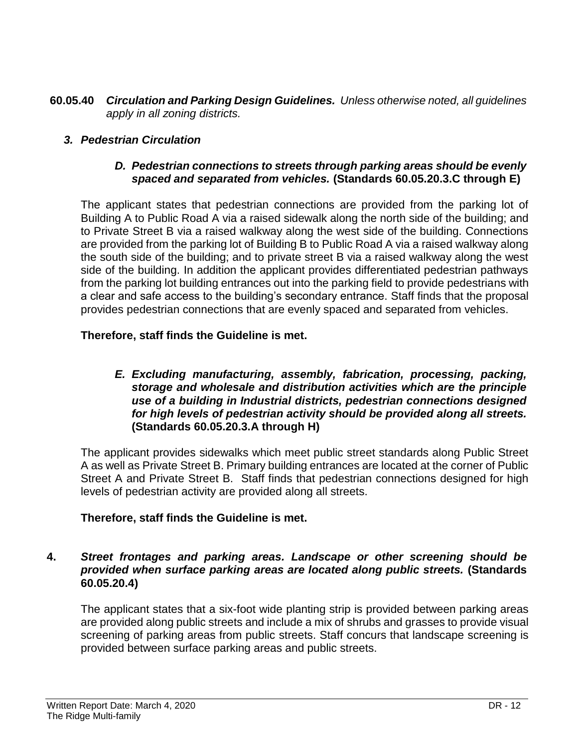**60.05.40** ***Circulation and Parking Design Guidelines.*** *Unless otherwise noted, all guidelines apply in all zoning districts.*

***3. Pedestrian Circulation***

***D. Pedestrian connections to streets through parking areas should be evenly spaced and separated from vehicles.*** **(Standards 60.05.20.3.C through E)**

The applicant states that pedestrian connections are provided from the parking lot of Building A to Public Road A via a raised sidewalk along the north side of the building; and to Private Street B via a raised walkway along the west side of the building. Connections are provided from the parking lot of Building B to Public Road A via a raised walkway along the south side of the building; and to private street B via a raised walkway along the west side of the building. In addition the applicant provides differentiated pedestrian pathways from the parking lot building entrances out into the parking field to provide pedestrians with a clear and safe access to the building's secondary entrance. Staff finds that the proposal provides pedestrian connections that are evenly spaced and separated from vehicles.

**Therefore, staff finds the Guideline is met.**

***E. Excluding manufacturing, assembly, fabrication, processing, packing, storage and wholesale and distribution activities which are the principle use of a building in Industrial districts, pedestrian connections designed for high levels of pedestrian activity should be provided along all streets.*** **(Standards 60.05.20.3.A through H)**

The applicant provides sidewalks which meet public street standards along Public Street A as well as Private Street B. Primary building entrances are located at the corner of Public Street A and Private Street B. Staff finds that pedestrian connections designed for high levels of pedestrian activity are provided along all streets.

**Therefore, staff finds the Guideline is met.**

**4.** ***Street frontages and parking areas. Landscape or other screening should be provided when surface parking areas are located along public streets.*** **(Standards 60.05.20.4)**

The applicant states that a six-foot wide planting strip is provided between parking areas are provided along public streets and include a mix of shrubs and grasses to provide visual screening of parking areas from public streets. Staff concurs that landscape screening is provided between surface parking areas and public streets.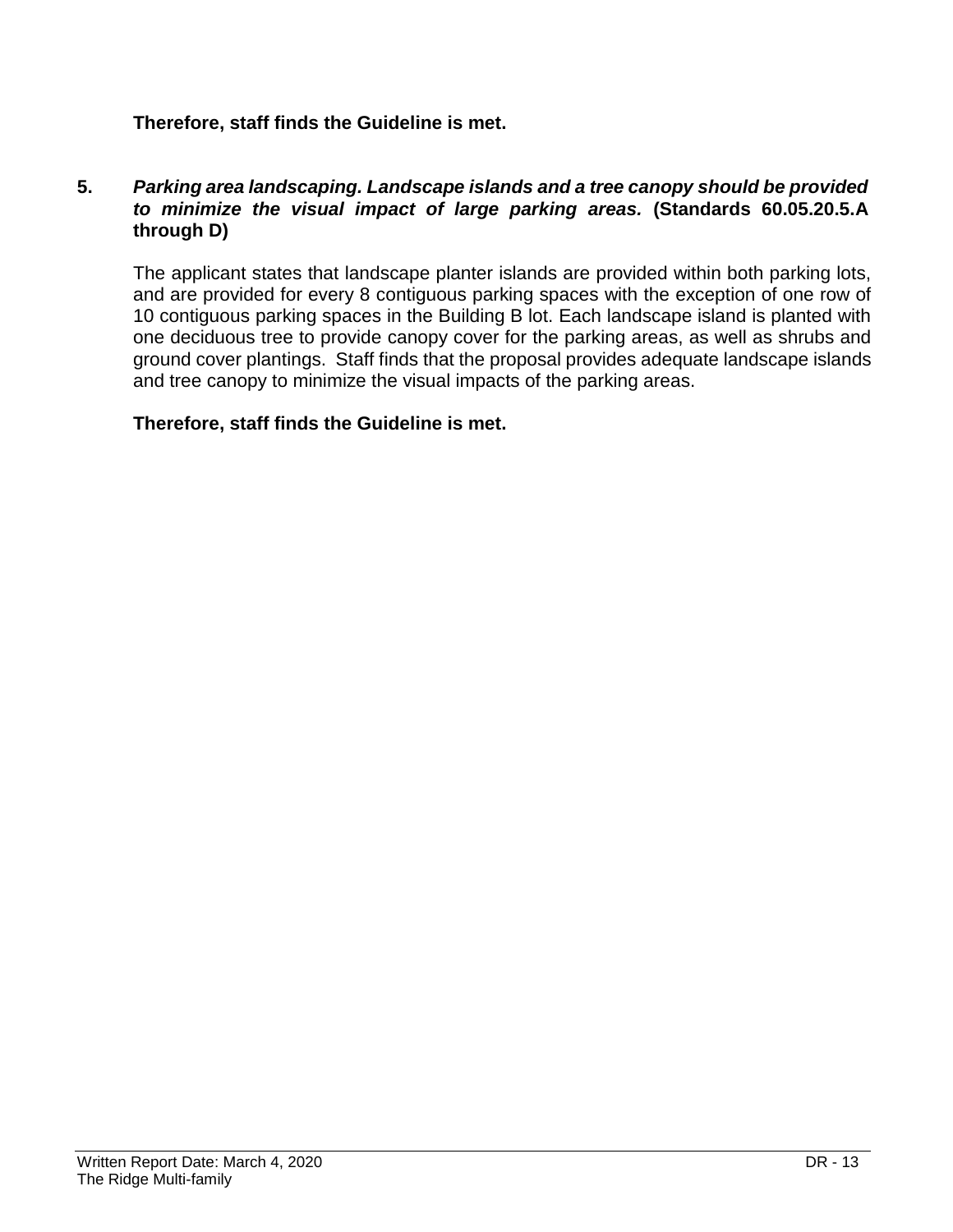**Therefore, staff finds the Guideline is met.**

**5.** ***Parking area landscaping. Landscape islands and a tree canopy should be provided to minimize the visual impact of large parking areas.*** **(Standards 60.05.20.5.A through D)**

The applicant states that landscape planter islands are provided within both parking lots, and are provided for every 8 contiguous parking spaces with the exception of one row of 10 contiguous parking spaces in the Building B lot. Each landscape island is planted with one deciduous tree to provide canopy cover for the parking areas, as well as shrubs and ground cover plantings. Staff finds that the proposal provides adequate landscape islands and tree canopy to minimize the visual impacts of the parking areas.

**Therefore, staff finds the Guideline is met.**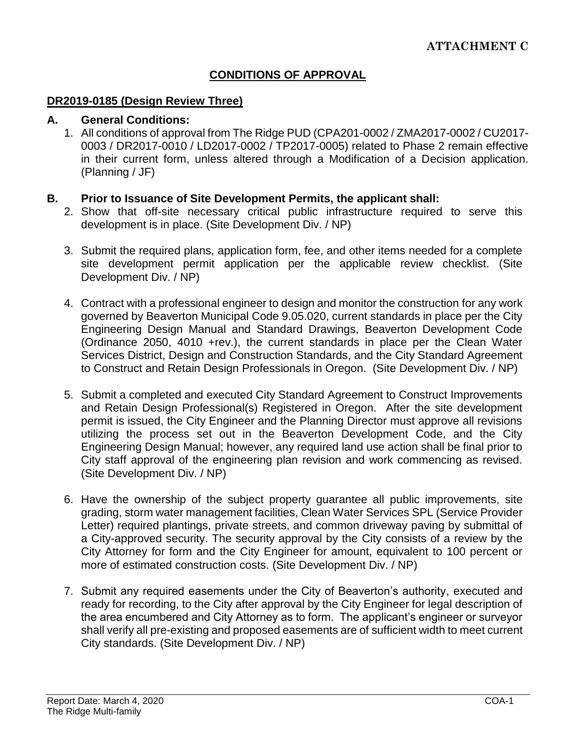**ATTACHMENT C**

# CONDITIONS OF APPROVAL

## DR2019-0185 (Design Review Three)

**A. General Conditions:**

1. All conditions of approval from The Ridge PUD (CPA201-0002 / ZMA2017-0002 / CU2017-0003 / DR2017-0010 / LD2017-0002 / TP2017-0005) related to Phase 2 remain effective in their current form, unless altered through a Modification of a Decision application. (Planning / JF)

**B. Prior to Issuance of Site Development Permits, the applicant shall:**

2. Show that off-site necessary critical public infrastructure required to serve this development is in place. (Site Development Div. / NP)

3. Submit the required plans, application form, fee, and other items needed for a complete site development permit application per the applicable review checklist. (Site Development Div. / NP)

4. Contract with a professional engineer to design and monitor the construction for any work governed by Beaverton Municipal Code 9.05.020, current standards in place per the City Engineering Design Manual and Standard Drawings, Beaverton Development Code (Ordinance 2050, 4010 +rev.), the current standards in place per the Clean Water Services District, Design and Construction Standards, and the City Standard Agreement to Construct and Retain Design Professionals in Oregon. (Site Development Div. / NP)

5. Submit a completed and executed City Standard Agreement to Construct Improvements and Retain Design Professional(s) Registered in Oregon. After the site development permit is issued, the City Engineer and the Planning Director must approve all revisions utilizing the process set out in the Beaverton Development Code, and the City Engineering Design Manual; however, any required land use action shall be final prior to City staff approval of the engineering plan revision and work commencing as revised. (Site Development Div. / NP)

6. Have the ownership of the subject property guarantee all public improvements, site grading, storm water management facilities, Clean Water Services SPL (Service Provider Letter) required plantings, private streets, and common driveway paving by submittal of a City-approved security. The security approval by the City consists of a review by the City Attorney for form and the City Engineer for amount, equivalent to 100 percent or more of estimated construction costs. (Site Development Div. / NP)

7. Submit any required easements under the City of Beaverton's authority, executed and ready for recording, to the City after approval by the City Engineer for legal description of the area encumbered and City Attorney as to form. The applicant's engineer or surveyor shall verify all pre-existing and proposed easements are of sufficient width to meet current City standards. (Site Development Div. / NP)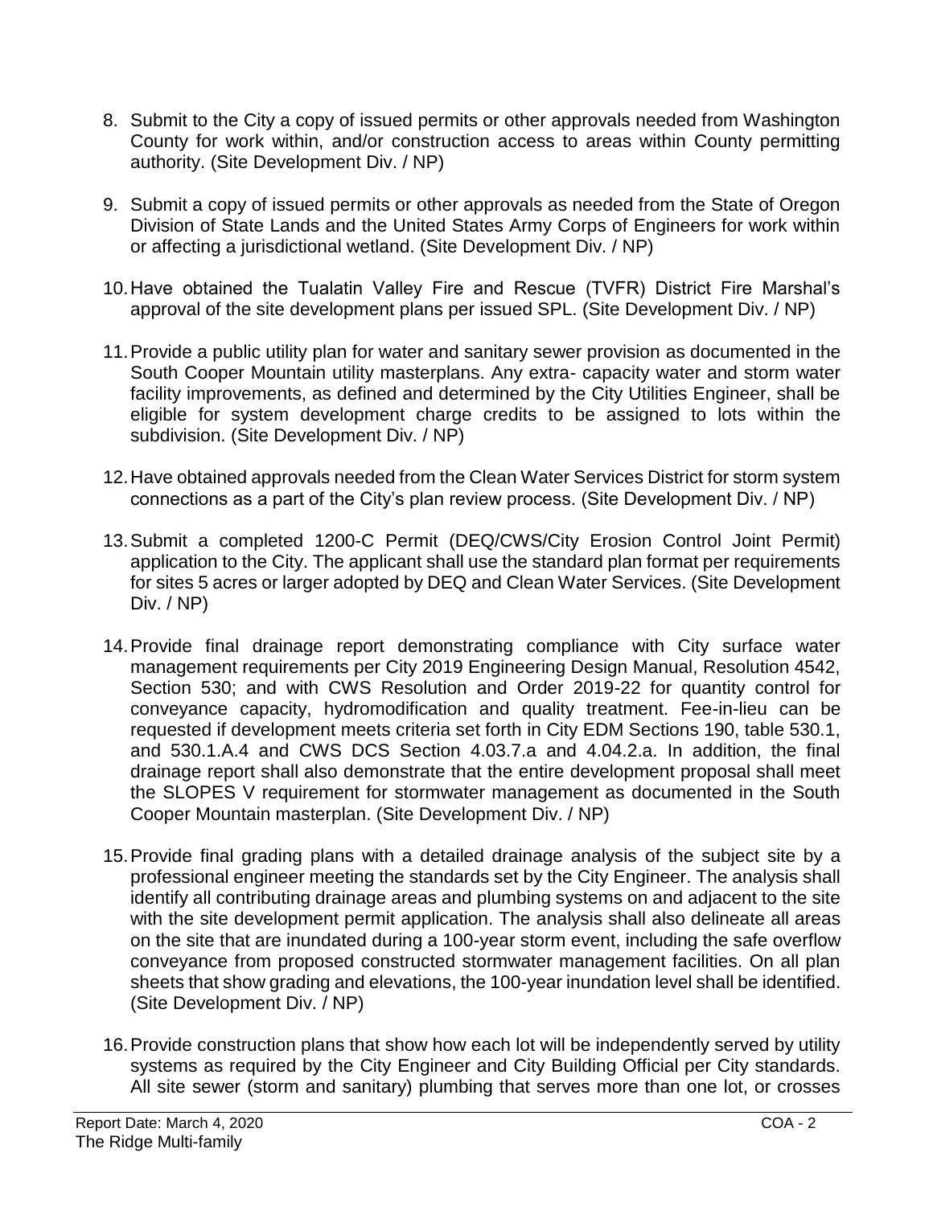8. Submit to the City a copy of issued permits or other approvals needed from Washington County for work within, and/or construction access to areas within County permitting authority. (Site Development Div. / NP)

9. Submit a copy of issued permits or other approvals as needed from the State of Oregon Division of State Lands and the United States Army Corps of Engineers for work within or affecting a jurisdictional wetland. (Site Development Div. / NP)

10. Have obtained the Tualatin Valley Fire and Rescue (TVFR) District Fire Marshal's approval of the site development plans per issued SPL. (Site Development Div. / NP)

11. Provide a public utility plan for water and sanitary sewer provision as documented in the South Cooper Mountain utility masterplans. Any extra- capacity water and storm water facility improvements, as defined and determined by the City Utilities Engineer, shall be eligible for system development charge credits to be assigned to lots within the subdivision. (Site Development Div. / NP)

12. Have obtained approvals needed from the Clean Water Services District for storm system connections as a part of the City's plan review process. (Site Development Div. / NP)

13. Submit a completed 1200-C Permit (DEQ/CWS/City Erosion Control Joint Permit) application to the City. The applicant shall use the standard plan format per requirements for sites 5 acres or larger adopted by DEQ and Clean Water Services. (Site Development Div. / NP)

14. Provide final drainage report demonstrating compliance with City surface water management requirements per City 2019 Engineering Design Manual, Resolution 4542, Section 530; and with CWS Resolution and Order 2019-22 for quantity control for conveyance capacity, hydromodification and quality treatment. Fee-in-lieu can be requested if development meets criteria set forth in City EDM Sections 190, table 530.1, and 530.1.A.4 and CWS DCS Section 4.03.7.a and 4.04.2.a. In addition, the final drainage report shall also demonstrate that the entire development proposal shall meet the SLOPES V requirement for stormwater management as documented in the South Cooper Mountain masterplan. (Site Development Div. / NP)

15. Provide final grading plans with a detailed drainage analysis of the subject site by a professional engineer meeting the standards set by the City Engineer. The analysis shall identify all contributing drainage areas and plumbing systems on and adjacent to the site with the site development permit application. The analysis shall also delineate all areas on the site that are inundated during a 100-year storm event, including the safe overflow conveyance from proposed constructed stormwater management facilities. On all plan sheets that show grading and elevations, the 100-year inundation level shall be identified. (Site Development Div. / NP)

16. Provide construction plans that show how each lot will be independently served by utility systems as required by the City Engineer and City Building Official per City standards. All site sewer (storm and sanitary) plumbing that serves more than one lot, or crosses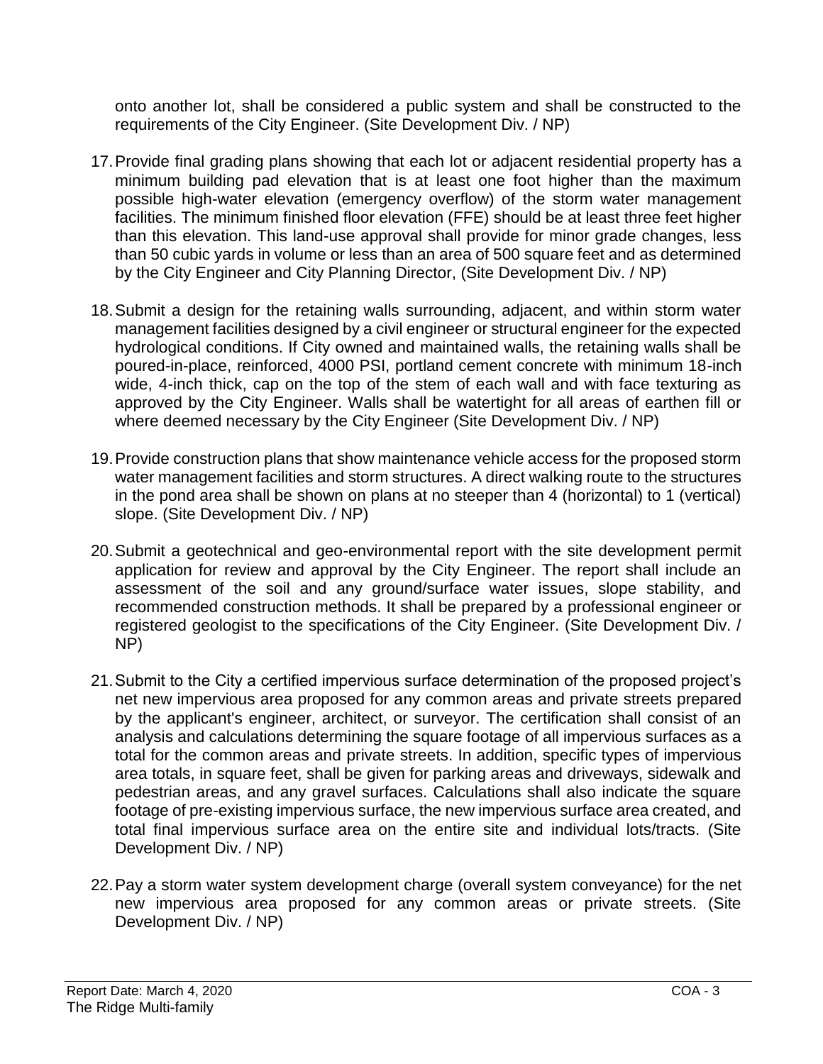onto another lot, shall be considered a public system and shall be constructed to the requirements of the City Engineer. (Site Development Div. / NP)

17. Provide final grading plans showing that each lot or adjacent residential property has a minimum building pad elevation that is at least one foot higher than the maximum possible high-water elevation (emergency overflow) of the storm water management facilities. The minimum finished floor elevation (FFE) should be at least three feet higher than this elevation. This land-use approval shall provide for minor grade changes, less than 50 cubic yards in volume or less than an area of 500 square feet and as determined by the City Engineer and City Planning Director, (Site Development Div. / NP)

18. Submit a design for the retaining walls surrounding, adjacent, and within storm water management facilities designed by a civil engineer or structural engineer for the expected hydrological conditions. If City owned and maintained walls, the retaining walls shall be poured-in-place, reinforced, 4000 PSI, portland cement concrete with minimum 18-inch wide, 4-inch thick, cap on the top of the stem of each wall and with face texturing as approved by the City Engineer. Walls shall be watertight for all areas of earthen fill or where deemed necessary by the City Engineer (Site Development Div. / NP)

19. Provide construction plans that show maintenance vehicle access for the proposed storm water management facilities and storm structures. A direct walking route to the structures in the pond area shall be shown on plans at no steeper than 4 (horizontal) to 1 (vertical) slope. (Site Development Div. / NP)

20. Submit a geotechnical and geo-environmental report with the site development permit application for review and approval by the City Engineer. The report shall include an assessment of the soil and any ground/surface water issues, slope stability, and recommended construction methods. It shall be prepared by a professional engineer or registered geologist to the specifications of the City Engineer. (Site Development Div. / NP)

21. Submit to the City a certified impervious surface determination of the proposed project's net new impervious area proposed for any common areas and private streets prepared by the applicant's engineer, architect, or surveyor. The certification shall consist of an analysis and calculations determining the square footage of all impervious surfaces as a total for the common areas and private streets. In addition, specific types of impervious area totals, in square feet, shall be given for parking areas and driveways, sidewalk and pedestrian areas, and any gravel surfaces. Calculations shall also indicate the square footage of pre-existing impervious surface, the new impervious surface area created, and total final impervious surface area on the entire site and individual lots/tracts. (Site Development Div. / NP)

22. Pay a storm water system development charge (overall system conveyance) for the net new impervious area proposed for any common areas or private streets. (Site Development Div. / NP)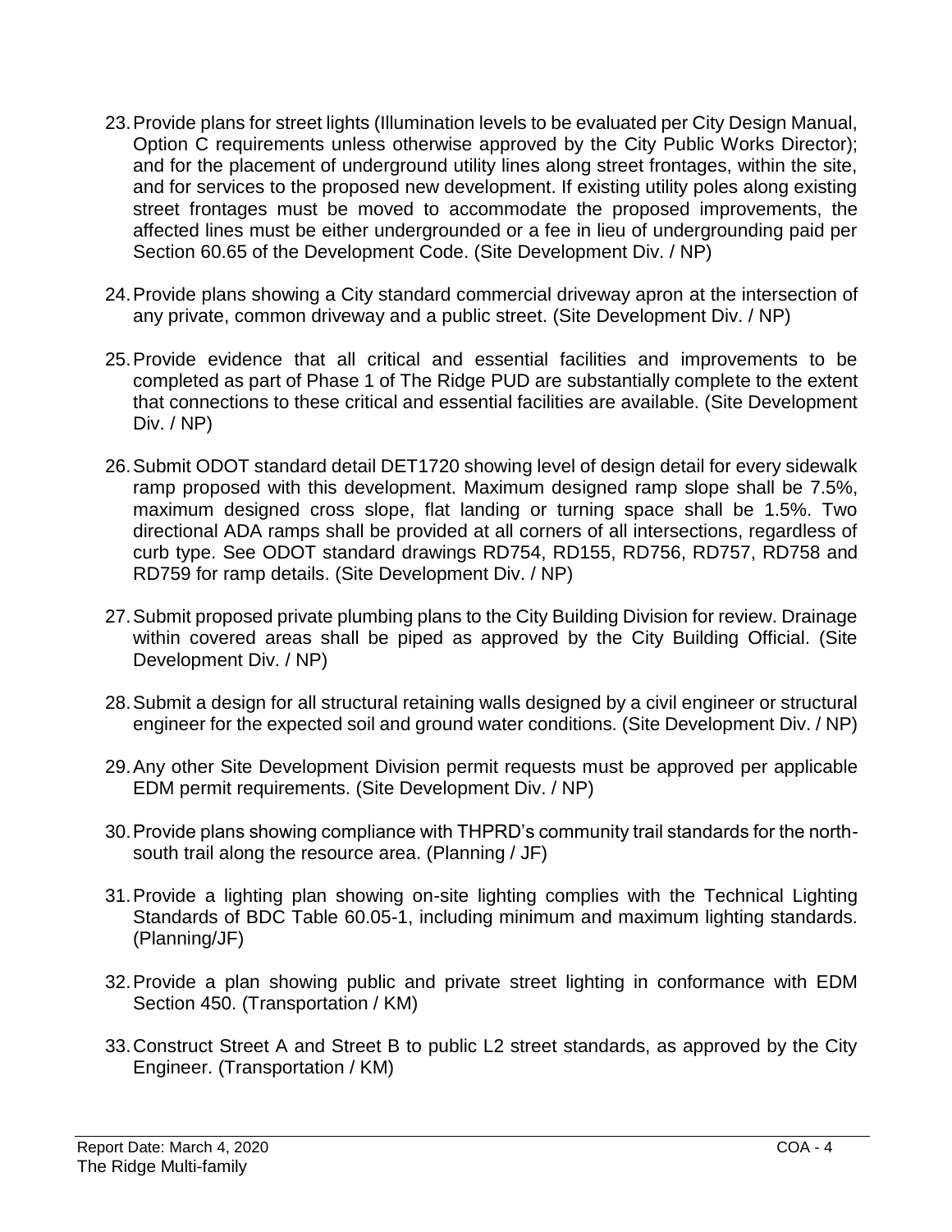23. Provide plans for street lights (Illumination levels to be evaluated per City Design Manual, Option C requirements unless otherwise approved by the City Public Works Director); and for the placement of underground utility lines along street frontages, within the site, and for services to the proposed new development. If existing utility poles along existing street frontages must be moved to accommodate the proposed improvements, the affected lines must be either undergrounded or a fee in lieu of undergrounding paid per Section 60.65 of the Development Code. (Site Development Div. / NP)

24. Provide plans showing a City standard commercial driveway apron at the intersection of any private, common driveway and a public street. (Site Development Div. / NP)

25. Provide evidence that all critical and essential facilities and improvements to be completed as part of Phase 1 of The Ridge PUD are substantially complete to the extent that connections to these critical and essential facilities are available. (Site Development Div. / NP)

26. Submit ODOT standard detail DET1720 showing level of design detail for every sidewalk ramp proposed with this development. Maximum designed ramp slope shall be 7.5%, maximum designed cross slope, flat landing or turning space shall be 1.5%. Two directional ADA ramps shall be provided at all corners of all intersections, regardless of curb type. See ODOT standard drawings RD754, RD155, RD756, RD757, RD758 and RD759 for ramp details. (Site Development Div. / NP)

27. Submit proposed private plumbing plans to the City Building Division for review. Drainage within covered areas shall be piped as approved by the City Building Official. (Site Development Div. / NP)

28. Submit a design for all structural retaining walls designed by a civil engineer or structural engineer for the expected soil and ground water conditions. (Site Development Div. / NP)

29. Any other Site Development Division permit requests must be approved per applicable EDM permit requirements. (Site Development Div. / NP)

30. Provide plans showing compliance with THPRD's community trail standards for the north-south trail along the resource area. (Planning / JF)

31. Provide a lighting plan showing on-site lighting complies with the Technical Lighting Standards of BDC Table 60.05-1, including minimum and maximum lighting standards. (Planning/JF)

32. Provide a plan showing public and private street lighting in conformance with EDM Section 450. (Transportation / KM)

33. Construct Street A and Street B to public L2 street standards, as approved by the City Engineer. (Transportation / KM)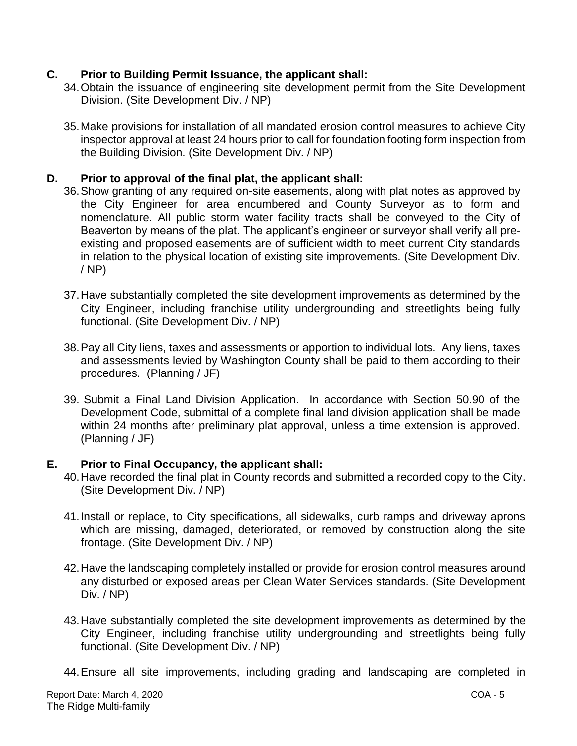**C. Prior to Building Permit Issuance, the applicant shall:**

34. Obtain the issuance of engineering site development permit from the Site Development Division. (Site Development Div. / NP)

35. Make provisions for installation of all mandated erosion control measures to achieve City inspector approval at least 24 hours prior to call for foundation footing form inspection from the Building Division. (Site Development Div. / NP)

**D. Prior to approval of the final plat, the applicant shall:**

36. Show granting of any required on-site easements, along with plat notes as approved by the City Engineer for area encumbered and County Surveyor as to form and nomenclature. All public storm water facility tracts shall be conveyed to the City of Beaverton by means of the plat. The applicant's engineer or surveyor shall verify all pre-existing and proposed easements are of sufficient width to meet current City standards in relation to the physical location of existing site improvements. (Site Development Div. / NP)

37. Have substantially completed the site development improvements as determined by the City Engineer, including franchise utility undergrounding and streetlights being fully functional. (Site Development Div. / NP)

38. Pay all City liens, taxes and assessments or apportion to individual lots. Any liens, taxes and assessments levied by Washington County shall be paid to them according to their procedures. (Planning / JF)

39. Submit a Final Land Division Application. In accordance with Section 50.90 of the Development Code, submittal of a complete final land division application shall be made within 24 months after preliminary plat approval, unless a time extension is approved. (Planning / JF)

**E. Prior to Final Occupancy, the applicant shall:**

40. Have recorded the final plat in County records and submitted a recorded copy to the City. (Site Development Div. / NP)

41. Install or replace, to City specifications, all sidewalks, curb ramps and driveway aprons which are missing, damaged, deteriorated, or removed by construction along the site frontage. (Site Development Div. / NP)

42. Have the landscaping completely installed or provide for erosion control measures around any disturbed or exposed areas per Clean Water Services standards. (Site Development Div. / NP)

43. Have substantially completed the site development improvements as determined by the City Engineer, including franchise utility undergrounding and streetlights being fully functional. (Site Development Div. / NP)

44. Ensure all site improvements, including grading and landscaping are completed in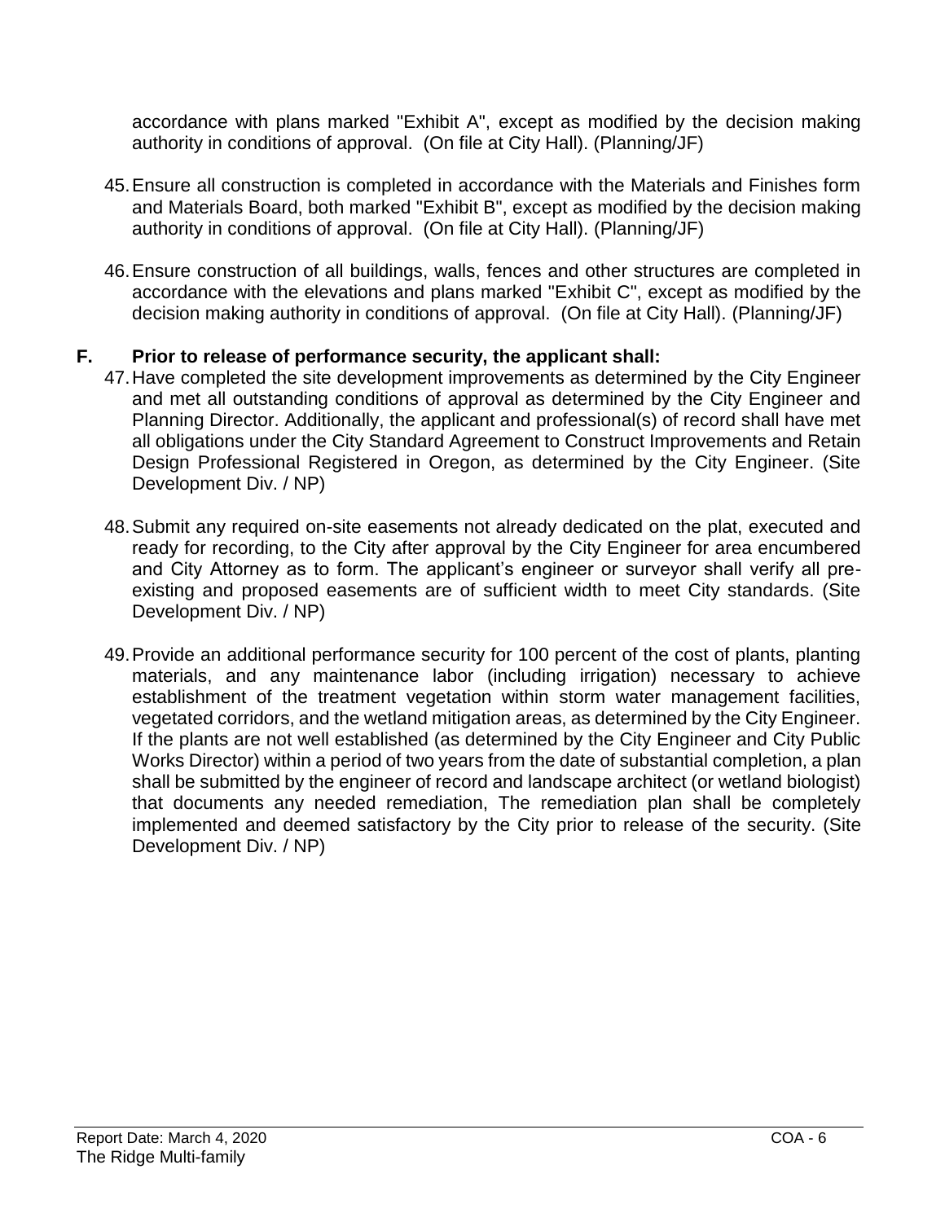accordance with plans marked "Exhibit A", except as modified by the decision making authority in conditions of approval. (On file at City Hall). (Planning/JF)

45. Ensure all construction is completed in accordance with the Materials and Finishes form and Materials Board, both marked "Exhibit B", except as modified by the decision making authority in conditions of approval. (On file at City Hall). (Planning/JF)

46. Ensure construction of all buildings, walls, fences and other structures are completed in accordance with the elevations and plans marked "Exhibit C", except as modified by the decision making authority in conditions of approval. (On file at City Hall). (Planning/JF)

**F. Prior to release of performance security, the applicant shall:**

47. Have completed the site development improvements as determined by the City Engineer and met all outstanding conditions of approval as determined by the City Engineer and Planning Director. Additionally, the applicant and professional(s) of record shall have met all obligations under the City Standard Agreement to Construct Improvements and Retain Design Professional Registered in Oregon, as determined by the City Engineer. (Site Development Div. / NP)

48. Submit any required on-site easements not already dedicated on the plat, executed and ready for recording, to the City after approval by the City Engineer for area encumbered and City Attorney as to form. The applicant's engineer or surveyor shall verify all pre-existing and proposed easements are of sufficient width to meet City standards. (Site Development Div. / NP)

49. Provide an additional performance security for 100 percent of the cost of plants, planting materials, and any maintenance labor (including irrigation) necessary to achieve establishment of the treatment vegetation within storm water management facilities, vegetated corridors, and the wetland mitigation areas, as determined by the City Engineer. If the plants are not well established (as determined by the City Engineer and City Public Works Director) within a period of two years from the date of substantial completion, a plan shall be submitted by the engineer of record and landscape architect (or wetland biologist) that documents any needed remediation, The remediation plan shall be completely implemented and deemed satisfactory by the City prior to release of the security. (Site Development Div. / NP)